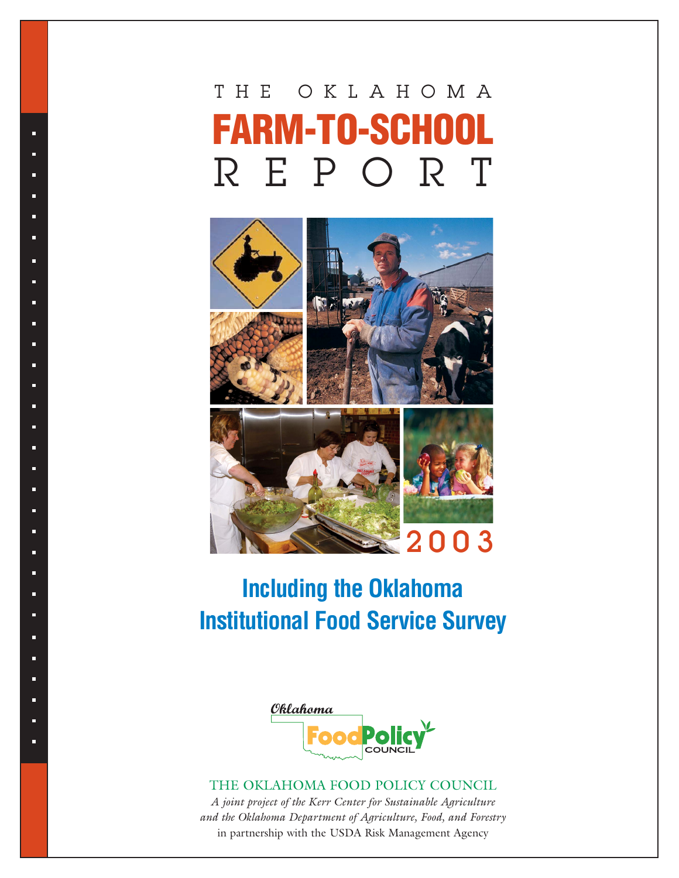# THE OKLAHOMA FARM-TO-SCHOOL REPORT

2003

## Including the Oklahoma Institutional Food Service Survey

Oklahoma Food Policy Council

THE OKLAHOMA FOOD POLICY COUNCIL

*A joint project of the Kerr Center for Sustainable Agriculture and the Oklahoma Department of Agriculture, Food, and Forestry*

in partnership with the USDA Risk Management Agency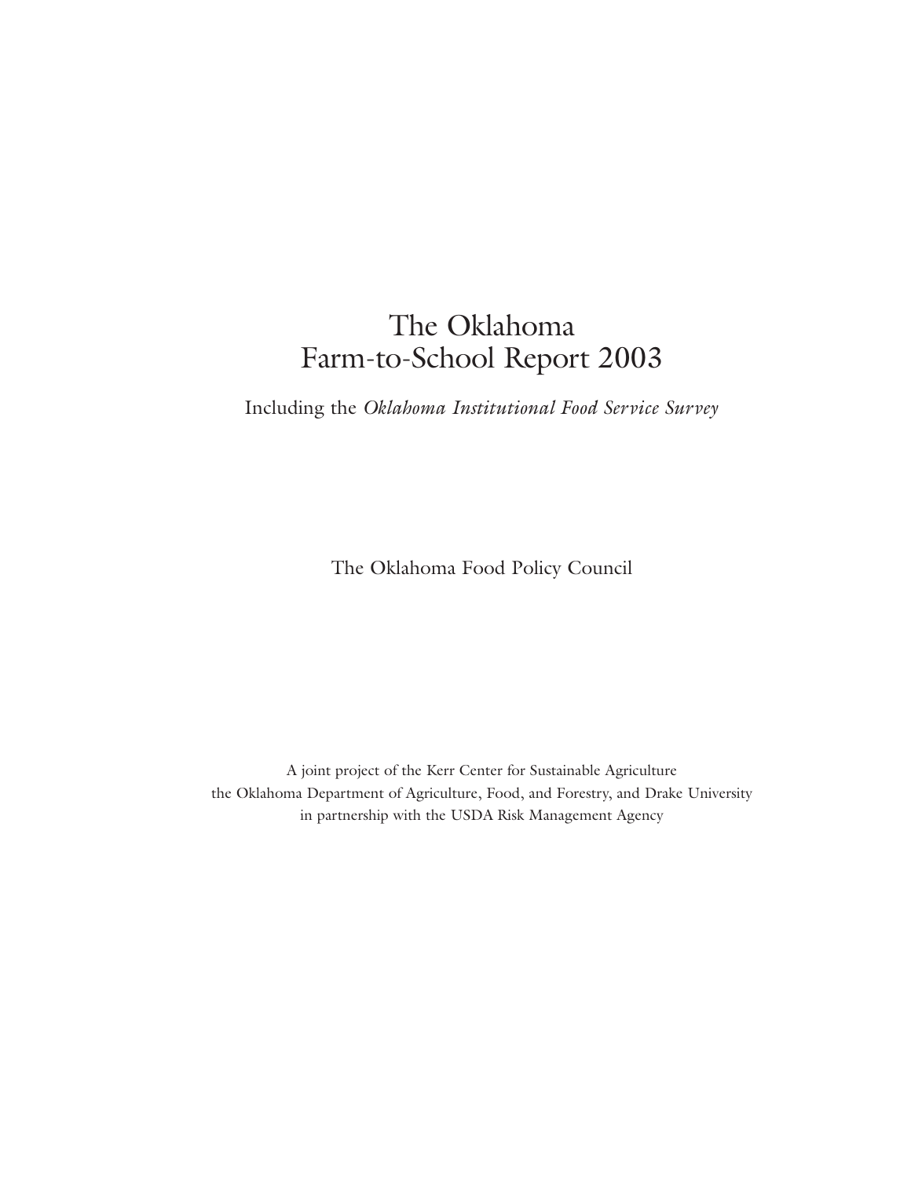# The Oklahoma Farm-to-School Report 2003

Including the *Oklahoma Institutional Food Service Survey*

The Oklahoma Food Policy Council

A joint project of the Kerr Center for Sustainable Agriculture
the Oklahoma Department of Agriculture, Food, and Forestry, and Drake University
in partnership with the USDA Risk Management Agency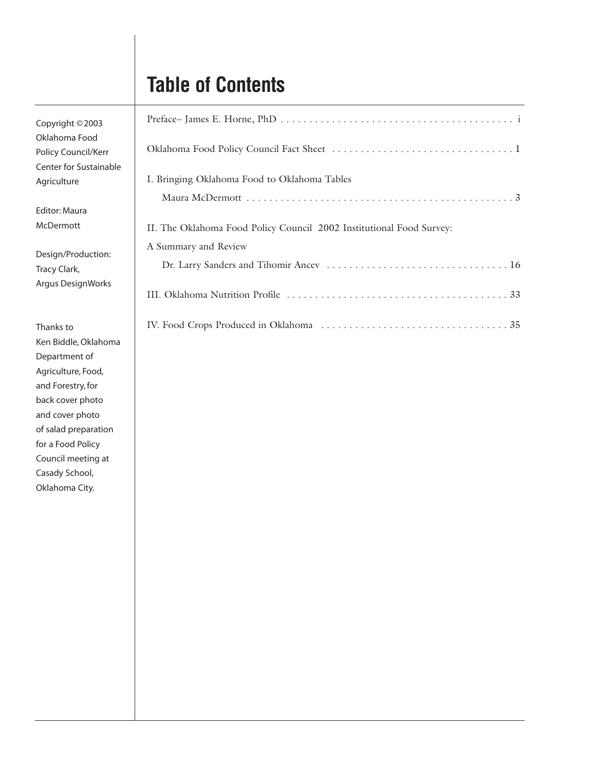# Table of Contents

Copyright © 2003 Oklahoma Food Policy Council/Kerr Center for Sustainable Agriculture

Editor: Maura McDermott

Design/Production: Tracy Clark, Argus DesignWorks

Thanks to Ken Biddle, Oklahoma Department of Agriculture, Food, and Forestry, for back cover photo and cover photo of salad preparation for a Food Policy Council meeting at Casady School, Oklahoma City.

Preface– James E. Horne, PhD . . . . . . . . . . . . . . . . . . . . . . . . . . . . . . . . . . . . . . . . . i

Oklahoma Food Policy Council Fact Sheet . . . . . . . . . . . . . . . . . . . . . . . . . . . . . . . . 1

I. Bringing Oklahoma Food to Oklahoma Tables
Maura McDermott . . . . . . . . . . . . . . . . . . . . . . . . . . . . . . . . . . . . . . . . . . . . . . . . 3

II. The Oklahoma Food Policy Council 2002 Institutional Food Survey:
A Summary and Review
Dr. Larry Sanders and Tihomir Ancev . . . . . . . . . . . . . . . . . . . . . . . . . . . . . . . . 16

III. Oklahoma Nutrition Profile . . . . . . . . . . . . . . . . . . . . . . . . . . . . . . . . . . . . . . . . 33

IV. Food Crops Produced in Oklahoma . . . . . . . . . . . . . . . . . . . . . . . . . . . . . . . . . 35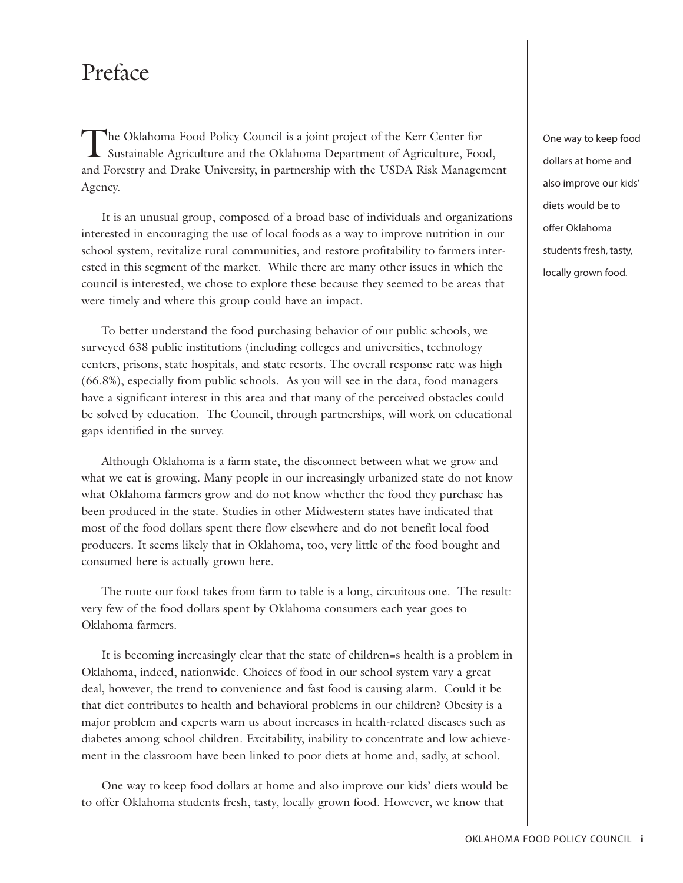# Preface

The Oklahoma Food Policy Council is a joint project of the Kerr Center for Sustainable Agriculture and the Oklahoma Department of Agriculture, Food, and Forestry and Drake University, in partnership with the USDA Risk Management Agency.

It is an unusual group, composed of a broad base of individuals and organizations interested in encouraging the use of local foods as a way to improve nutrition in our school system, revitalize rural communities, and restore profitability to farmers interested in this segment of the market. While there are many other issues in which the council is interested, we chose to explore these because they seemed to be areas that were timely and where this group could have an impact.

To better understand the food purchasing behavior of our public schools, we surveyed 638 public institutions (including colleges and universities, technology centers, prisons, state hospitals, and state resorts. The overall response rate was high (66.8%), especially from public schools. As you will see in the data, food managers have a significant interest in this area and that many of the perceived obstacles could be solved by education. The Council, through partnerships, will work on educational gaps identified in the survey.

Although Oklahoma is a farm state, the disconnect between what we grow and what we eat is growing. Many people in our increasingly urbanized state do not know what Oklahoma farmers grow and do not know whether the food they purchase has been produced in the state. Studies in other Midwestern states have indicated that most of the food dollars spent there flow elsewhere and do not benefit local food producers. It seems likely that in Oklahoma, too, very little of the food bought and consumed here is actually grown here.

The route our food takes from farm to table is a long, circuitous one. The result: very few of the food dollars spent by Oklahoma consumers each year goes to Oklahoma farmers.

It is becoming increasingly clear that the state of children=s health is a problem in Oklahoma, indeed, nationwide. Choices of food in our school system vary a great deal, however, the trend to convenience and fast food is causing alarm. Could it be that diet contributes to health and behavioral problems in our children? Obesity is a major problem and experts warn us about increases in health-related diseases such as diabetes among school children. Excitability, inability to concentrate and low achievement in the classroom have been linked to poor diets at home and, sadly, at school.

One way to keep food dollars at home and also improve our kids' diets would be to offer Oklahoma students fresh, tasty, locally grown food. However, we know that

> One way to keep food dollars at home and also improve our kids' diets would be to offer Oklahoma students fresh, tasty, locally grown food.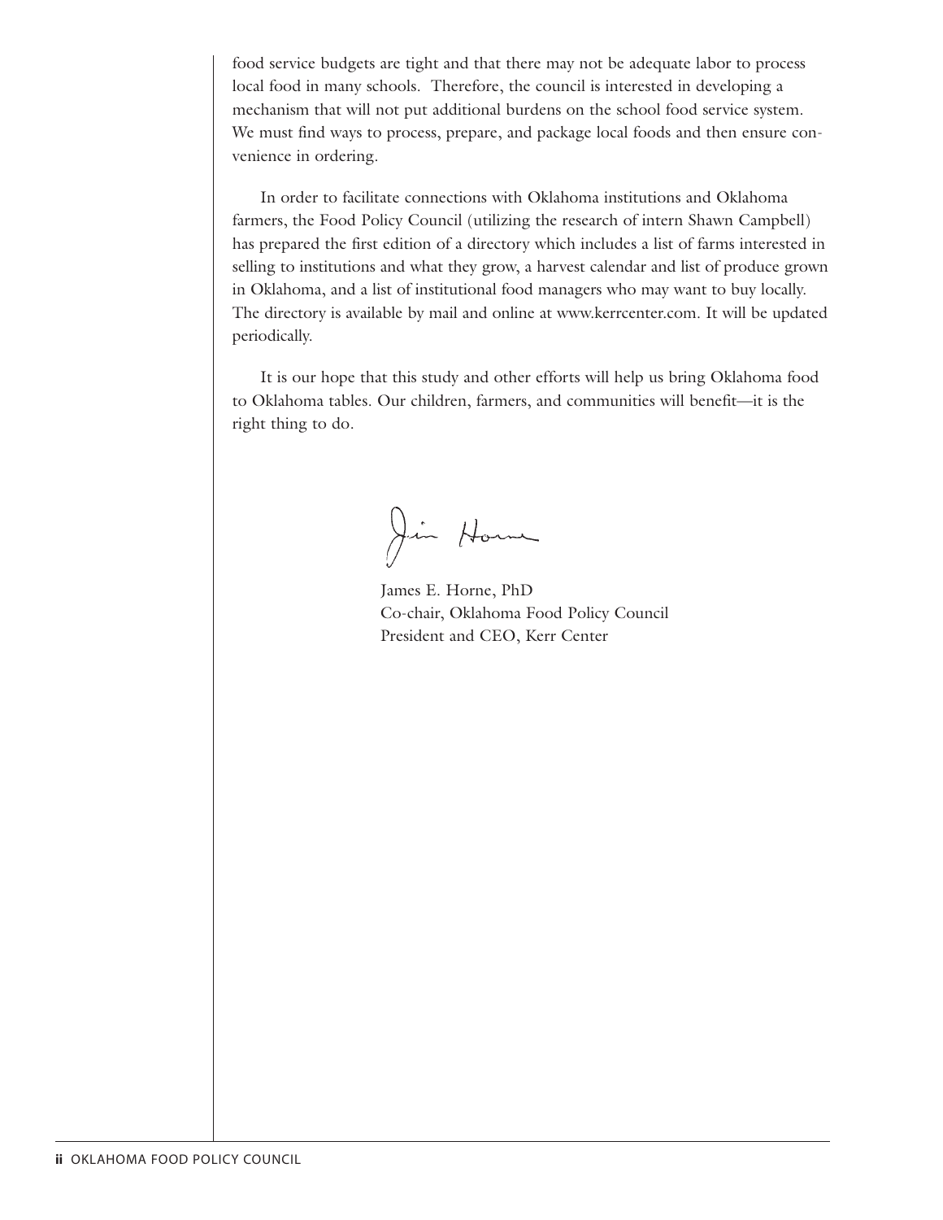food service budgets are tight and that there may not be adequate labor to process local food in many schools. Therefore, the council is interested in developing a mechanism that will not put additional burdens on the school food service system. We must find ways to process, prepare, and package local foods and then ensure convenience in ordering.

In order to facilitate connections with Oklahoma institutions and Oklahoma farmers, the Food Policy Council (utilizing the research of intern Shawn Campbell) has prepared the first edition of a directory which includes a list of farms interested in selling to institutions and what they grow, a harvest calendar and list of produce grown in Oklahoma, and a list of institutional food managers who may want to buy locally. The directory is available by mail and online at www.kerrcenter.com. It will be updated periodically.

It is our hope that this study and other efforts will help us bring Oklahoma food to Oklahoma tables. Our children, farmers, and communities will benefit—it is the right thing to do.

Jim Horne

James E. Horne, PhD
Co-chair, Oklahoma Food Policy Council
President and CEO, Kerr Center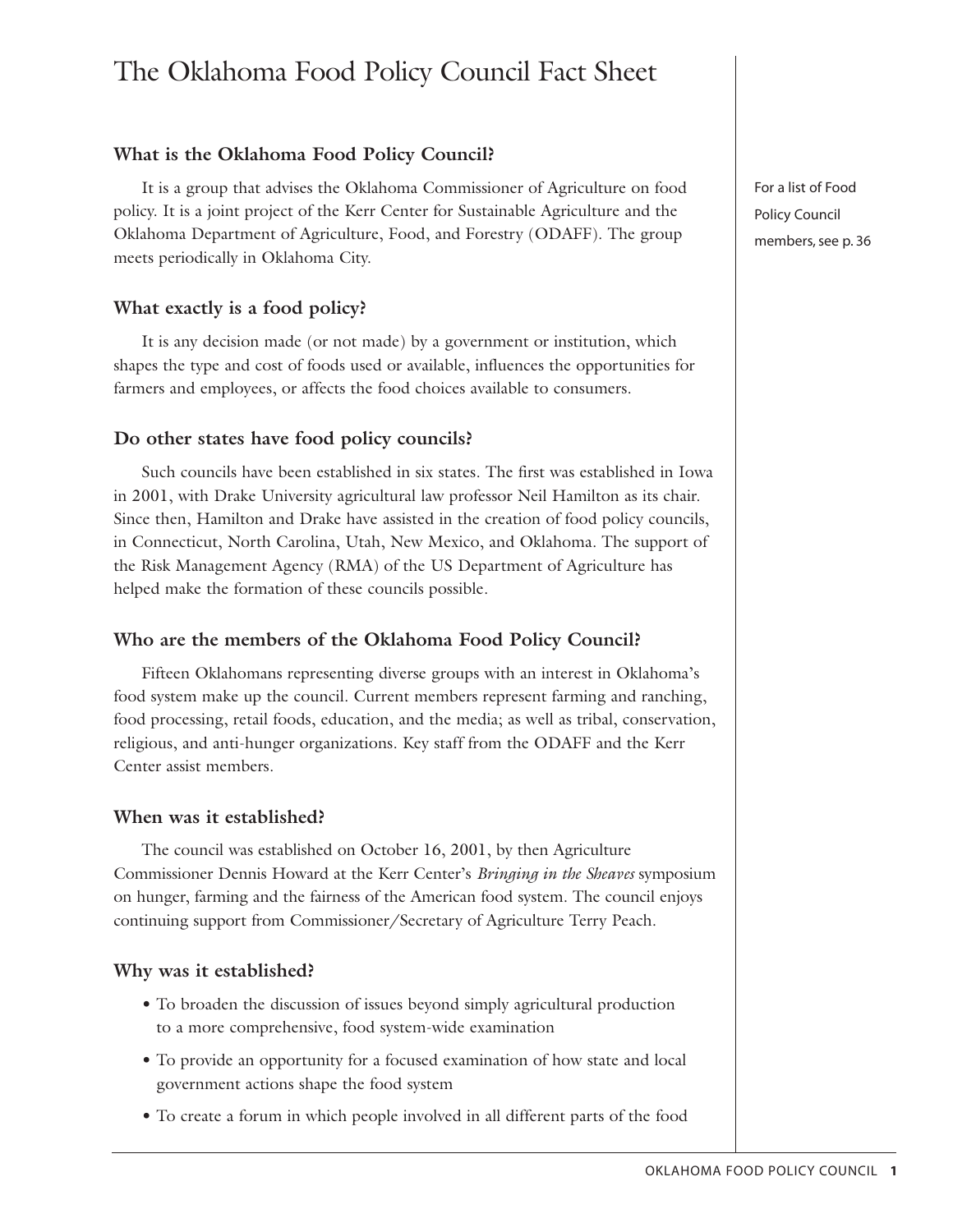# The Oklahoma Food Policy Council Fact Sheet

For a list of Food Policy Council members, see p. 36

### What is the Oklahoma Food Policy Council?

It is a group that advises the Oklahoma Commissioner of Agriculture on food policy. It is a joint project of the Kerr Center for Sustainable Agriculture and the Oklahoma Department of Agriculture, Food, and Forestry (ODAFF). The group meets periodically in Oklahoma City.

### What exactly is a food policy?

It is any decision made (or not made) by a government or institution, which shapes the type and cost of foods used or available, influences the opportunities for farmers and employees, or affects the food choices available to consumers.

### Do other states have food policy councils?

Such councils have been established in six states. The first was established in Iowa in 2001, with Drake University agricultural law professor Neil Hamilton as its chair. Since then, Hamilton and Drake have assisted in the creation of food policy councils, in Connecticut, North Carolina, Utah, New Mexico, and Oklahoma. The support of the Risk Management Agency (RMA) of the US Department of Agriculture has helped make the formation of these councils possible.

### Who are the members of the Oklahoma Food Policy Council?

Fifteen Oklahomans representing diverse groups with an interest in Oklahoma's food system make up the council. Current members represent farming and ranching, food processing, retail foods, education, and the media; as well as tribal, conservation, religious, and anti-hunger organizations. Key staff from the ODAFF and the Kerr Center assist members.

### When was it established?

The council was established on October 16, 2001, by then Agriculture Commissioner Dennis Howard at the Kerr Center's *Bringing in the Sheaves* symposium on hunger, farming and the fairness of the American food system. The council enjoys continuing support from Commissioner/Secretary of Agriculture Terry Peach.

### Why was it established?

- To broaden the discussion of issues beyond simply agricultural production to a more comprehensive, food system-wide examination
- To provide an opportunity for a focused examination of how state and local government actions shape the food system
- To create a forum in which people involved in all different parts of the food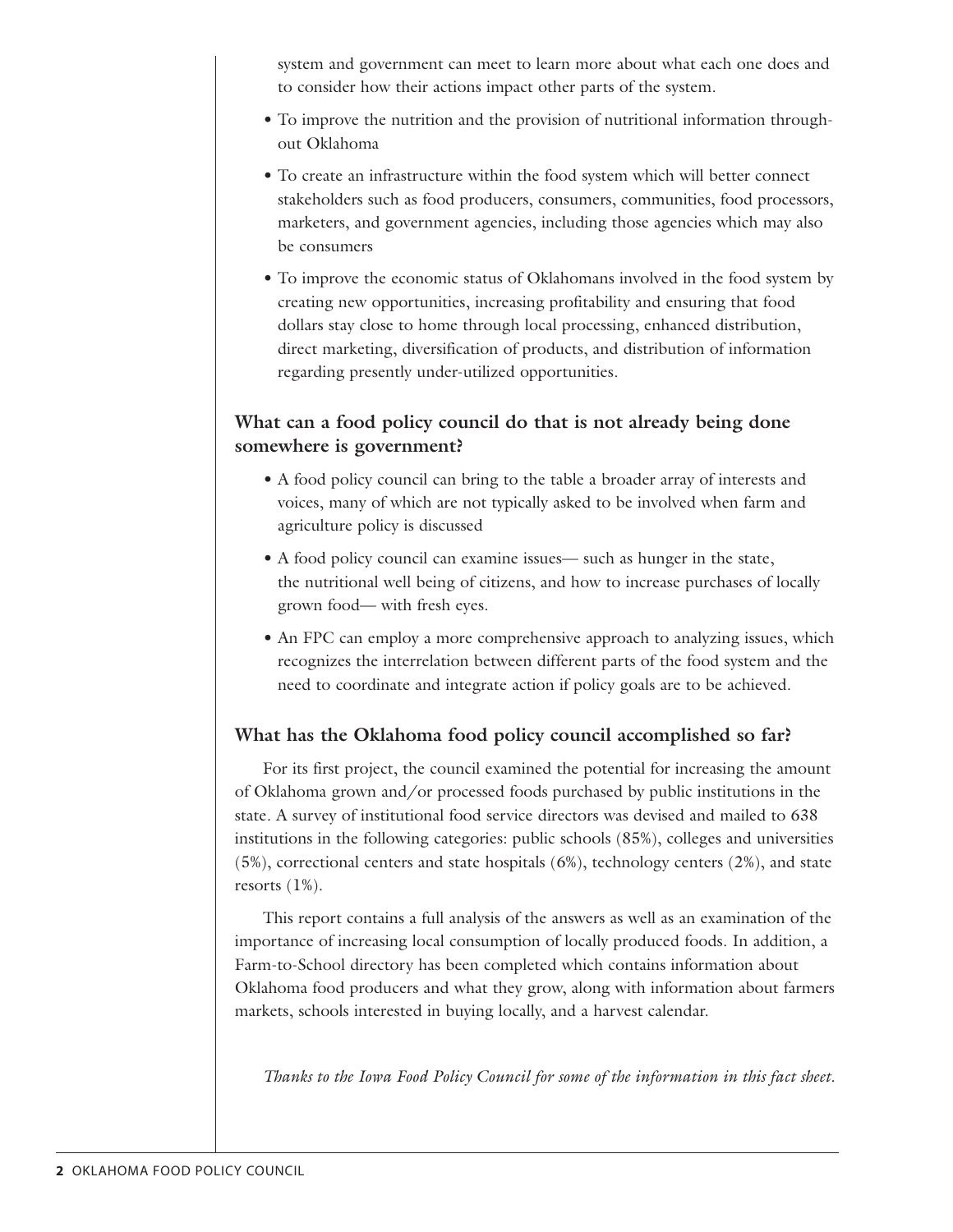system and government can meet to learn more about what each one does and to consider how their actions impact other parts of the system.

- To improve the nutrition and the provision of nutritional information throughout Oklahoma
- To create an infrastructure within the food system which will better connect stakeholders such as food producers, consumers, communities, food processors, marketers, and government agencies, including those agencies which may also be consumers
- To improve the economic status of Oklahomans involved in the food system by creating new opportunities, increasing profitability and ensuring that food dollars stay close to home through local processing, enhanced distribution, direct marketing, diversification of products, and distribution of information regarding presently under-utilized opportunities.

## What can a food policy council do that is not already being done somewhere is government?

- A food policy council can bring to the table a broader array of interests and voices, many of which are not typically asked to be involved when farm and agriculture policy is discussed
- A food policy council can examine issues— such as hunger in the state, the nutritional well being of citizens, and how to increase purchases of locally grown food— with fresh eyes.
- An FPC can employ a more comprehensive approach to analyzing issues, which recognizes the interrelation between different parts of the food system and the need to coordinate and integrate action if policy goals are to be achieved.

## What has the Oklahoma food policy council accomplished so far?

For its first project, the council examined the potential for increasing the amount of Oklahoma grown and/or processed foods purchased by public institutions in the state. A survey of institutional food service directors was devised and mailed to 638 institutions in the following categories: public schools (85%), colleges and universities (5%), correctional centers and state hospitals (6%), technology centers (2%), and state resorts (1%).

This report contains a full analysis of the answers as well as an examination of the importance of increasing local consumption of locally produced foods. In addition, a Farm-to-School directory has been completed which contains information about Oklahoma food producers and what they grow, along with information about farmers markets, schools interested in buying locally, and a harvest calendar.

*Thanks to the Iowa Food Policy Council for some of the information in this fact sheet.*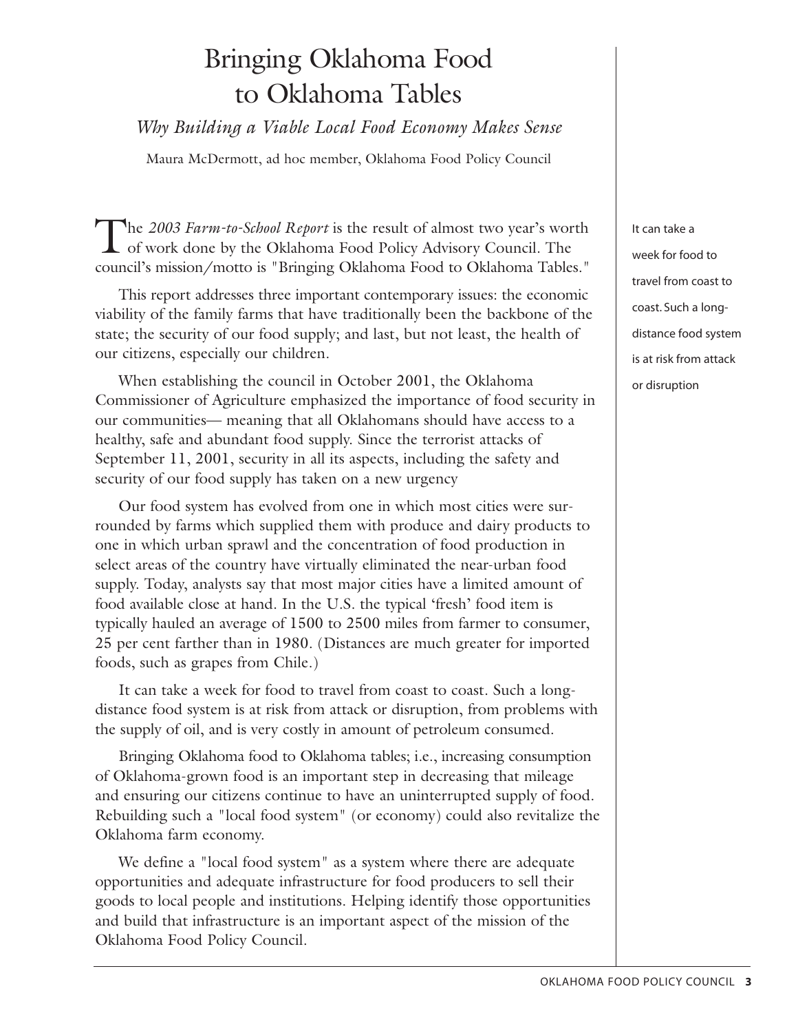# Bringing Oklahoma Food to Oklahoma Tables

*Why Building a Viable Local Food Economy Makes Sense*

Maura McDermott, ad hoc member, Oklahoma Food Policy Council

The *2003 Farm-to-School Report* is the result of almost two year's worth of work done by the Oklahoma Food Policy Advisory Council. The council's mission/motto is "Bringing Oklahoma Food to Oklahoma Tables."

This report addresses three important contemporary issues: the economic viability of the family farms that have traditionally been the backbone of the state; the security of our food supply; and last, but not least, the health of our citizens, especially our children.

When establishing the council in October 2001, the Oklahoma Commissioner of Agriculture emphasized the importance of food security in our communities— meaning that all Oklahomans should have access to a healthy, safe and abundant food supply. Since the terrorist attacks of September 11, 2001, security in all its aspects, including the safety and security of our food supply has taken on a new urgency

Our food system has evolved from one in which most cities were surrounded by farms which supplied them with produce and dairy products to one in which urban sprawl and the concentration of food production in select areas of the country have virtually eliminated the near-urban food supply. Today, analysts say that most major cities have a limited amount of food available close at hand. In the U.S. the typical 'fresh' food item is typically hauled an average of 1500 to 2500 miles from farmer to consumer, 25 per cent farther than in 1980. (Distances are much greater for imported foods, such as grapes from Chile.)

It can take a week for food to travel from coast to coast. Such a long-distance food system is at risk from attack or disruption, from problems with the supply of oil, and is very costly in amount of petroleum consumed.

Bringing Oklahoma food to Oklahoma tables; i.e., increasing consumption of Oklahoma-grown food is an important step in decreasing that mileage and ensuring our citizens continue to have an uninterrupted supply of food. Rebuilding such a "local food system" (or economy) could also revitalize the Oklahoma farm economy.

We define a "local food system" as a system where there are adequate opportunities and adequate infrastructure for food producers to sell their goods to local people and institutions. Helping identify those opportunities and build that infrastructure is an important aspect of the mission of the Oklahoma Food Policy Council.

It can take a week for food to travel from coast to coast. Such a long-distance food system is at risk from attack or disruption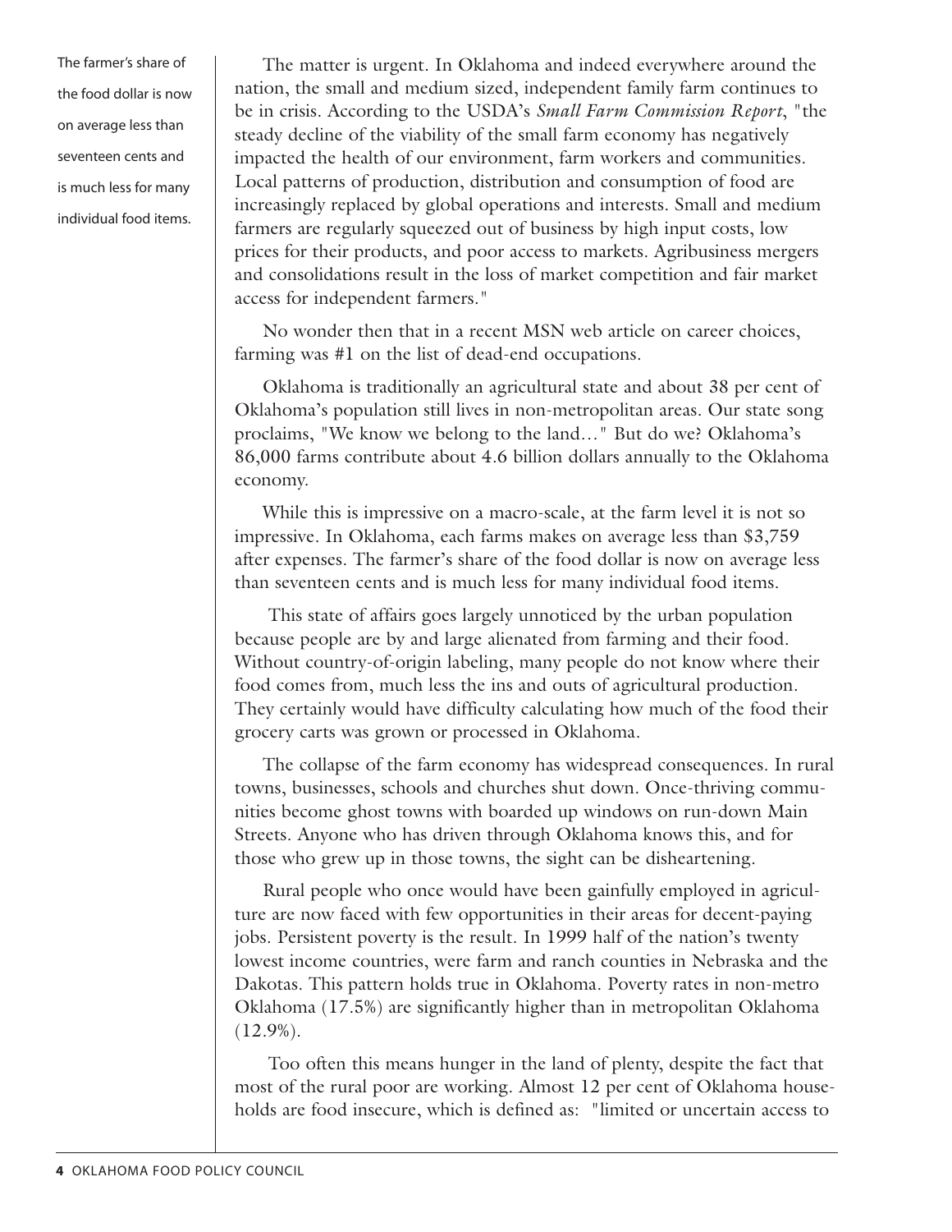The farmer's share of the food dollar is now on average less than seventeen cents and is much less for many individual food items.

The matter is urgent. In Oklahoma and indeed everywhere around the nation, the small and medium sized, independent family farm continues to be in crisis. According to the USDA's *Small Farm Commission Report*, "the steady decline of the viability of the small farm economy has negatively impacted the health of our environment, farm workers and communities. Local patterns of production, distribution and consumption of food are increasingly replaced by global operations and interests. Small and medium farmers are regularly squeezed out of business by high input costs, low prices for their products, and poor access to markets. Agribusiness mergers and consolidations result in the loss of market competition and fair market access for independent farmers."

No wonder then that in a recent MSN web article on career choices, farming was #1 on the list of dead-end occupations.

Oklahoma is traditionally an agricultural state and about 38 per cent of Oklahoma's population still lives in non-metropolitan areas. Our state song proclaims, "We know we belong to the land…" But do we? Oklahoma's 86,000 farms contribute about 4.6 billion dollars annually to the Oklahoma economy.

While this is impressive on a macro-scale, at the farm level it is not so impressive. In Oklahoma, each farms makes on average less than $3,759 after expenses. The farmer's share of the food dollar is now on average less than seventeen cents and is much less for many individual food items.

This state of affairs goes largely unnoticed by the urban population because people are by and large alienated from farming and their food. Without country-of-origin labeling, many people do not know where their food comes from, much less the ins and outs of agricultural production. They certainly would have difficulty calculating how much of the food their grocery carts was grown or processed in Oklahoma.

The collapse of the farm economy has widespread consequences. In rural towns, businesses, schools and churches shut down. Once-thriving communities become ghost towns with boarded up windows on run-down Main Streets. Anyone who has driven through Oklahoma knows this, and for those who grew up in those towns, the sight can be disheartening.

Rural people who once would have been gainfully employed in agriculture are now faced with few opportunities in their areas for decent-paying jobs. Persistent poverty is the result. In 1999 half of the nation's twenty lowest income countries, were farm and ranch counties in Nebraska and the Dakotas. This pattern holds true in Oklahoma. Poverty rates in non-metro Oklahoma (17.5%) are significantly higher than in metropolitan Oklahoma (12.9%).

Too often this means hunger in the land of plenty, despite the fact that most of the rural poor are working. Almost 12 per cent of Oklahoma households are food insecure, which is defined as: "limited or uncertain access to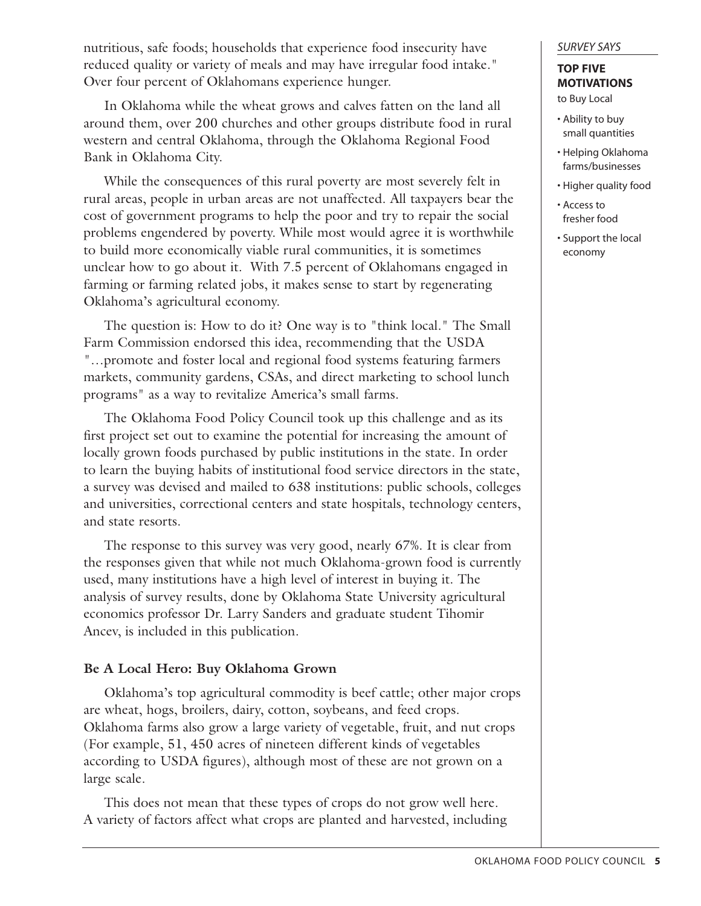nutritious, safe foods; households that experience food insecurity have reduced quality or variety of meals and may have irregular food intake." Over four percent of Oklahomans experience hunger.

In Oklahoma while the wheat grows and calves fatten on the land all around them, over 200 churches and other groups distribute food in rural western and central Oklahoma, through the Oklahoma Regional Food Bank in Oklahoma City.

While the consequences of this rural poverty are most severely felt in rural areas, people in urban areas are not unaffected. All taxpayers bear the cost of government programs to help the poor and try to repair the social problems engendered by poverty. While most would agree it is worthwhile to build more economically viable rural communities, it is sometimes unclear how to go about it. With 7.5 percent of Oklahomans engaged in farming or farming related jobs, it makes sense to start by regenerating Oklahoma's agricultural economy.

The question is: How to do it? One way is to "think local." The Small Farm Commission endorsed this idea, recommending that the USDA "…promote and foster local and regional food systems featuring farmers markets, community gardens, CSAs, and direct marketing to school lunch programs" as a way to revitalize America's small farms.

The Oklahoma Food Policy Council took up this challenge and as its first project set out to examine the potential for increasing the amount of locally grown foods purchased by public institutions in the state. In order to learn the buying habits of institutional food service directors in the state, a survey was devised and mailed to 638 institutions: public schools, colleges and universities, correctional centers and state hospitals, technology centers, and state resorts.

The response to this survey was very good, nearly 67%. It is clear from the responses given that while not much Oklahoma-grown food is currently used, many institutions have a high level of interest in buying it. The analysis of survey results, done by Oklahoma State University agricultural economics professor Dr. Larry Sanders and graduate student Tihomir Ancev, is included in this publication.

### Be A Local Hero: Buy Oklahoma Grown

Oklahoma's top agricultural commodity is beef cattle; other major crops are wheat, hogs, broilers, dairy, cotton, soybeans, and feed crops. Oklahoma farms also grow a large variety of vegetable, fruit, and nut crops (For example, 51, 450 acres of nineteen different kinds of vegetables according to USDA figures), although most of these are not grown on a large scale.

This does not mean that these types of crops do not grow well here. A variety of factors affect what crops are planted and harvested, including

*SURVEY SAYS*

**TOP FIVE MOTIVATIONS**
to Buy Local

- Ability to buy small quantities
- Helping Oklahoma farms/businesses
- Higher quality food
- Access to fresher food
- Support the local economy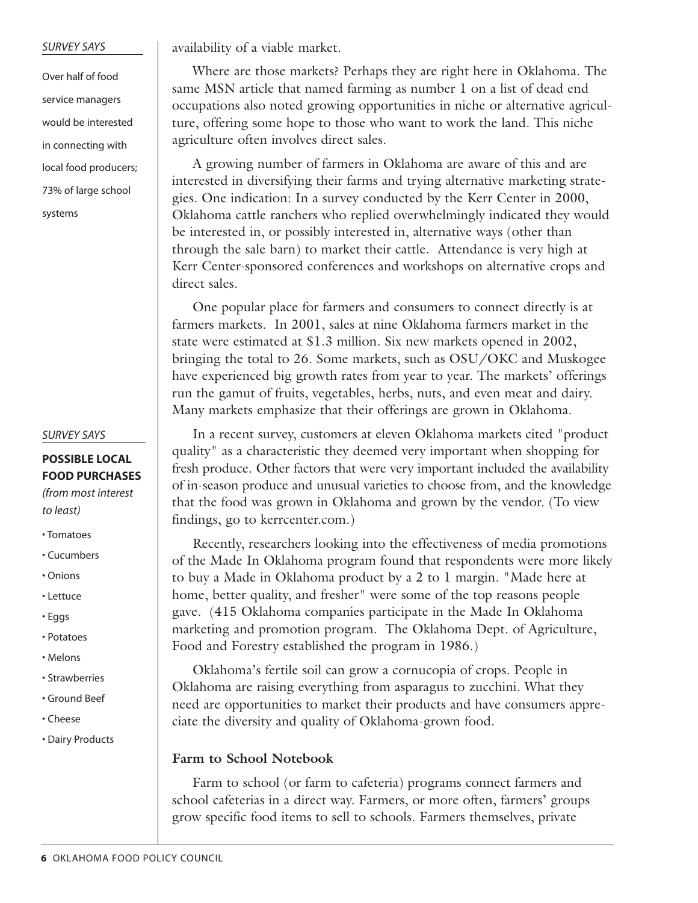availability of a viable market.

Where are those markets? Perhaps they are right here in Oklahoma. The same MSN article that named farming as number 1 on a list of dead end occupations also noted growing opportunities in niche or alternative agriculture, offering some hope to those who want to work the land. This niche agriculture often involves direct sales.

A growing number of farmers in Oklahoma are aware of this and are interested in diversifying their farms and trying alternative marketing strategies. One indication: In a survey conducted by the Kerr Center in 2000, Oklahoma cattle ranchers who replied overwhelmingly indicated they would be interested in, or possibly interested in, alternative ways (other than through the sale barn) to market their cattle. Attendance is very high at Kerr Center-sponsored conferences and workshops on alternative crops and direct sales.

One popular place for farmers and consumers to connect directly is at farmers markets. In 2001, sales at nine Oklahoma farmers market in the state were estimated at $1.3 million. Six new markets opened in 2002, bringing the total to 26. Some markets, such as OSU/OKC and Muskogee have experienced big growth rates from year to year. The markets' offerings run the gamut of fruits, vegetables, herbs, nuts, and even meat and dairy. Many markets emphasize that their offerings are grown in Oklahoma.

In a recent survey, customers at eleven Oklahoma markets cited "product quality" as a characteristic they deemed very important when shopping for fresh produce. Other factors that were very important included the availability of in-season produce and unusual varieties to choose from, and the knowledge that the food was grown in Oklahoma and grown by the vendor. (To view findings, go to kerrcenter.com.)

Recently, researchers looking into the effectiveness of media promotions of the Made In Oklahoma program found that respondents were more likely to buy a Made in Oklahoma product by a 2 to 1 margin. "Made here at home, better quality, and fresher" were some of the top reasons people gave. (415 Oklahoma companies participate in the Made In Oklahoma marketing and promotion program. The Oklahoma Dept. of Agriculture, Food and Forestry established the program in 1986.)

Oklahoma's fertile soil can grow a cornucopia of crops. People in Oklahoma are raising everything from asparagus to zucchini. What they need are opportunities to market their products and have consumers appreciate the diversity and quality of Oklahoma-grown food.

*SURVEY SAYS*

Over half of food service managers would be interested in connecting with local food producers; 73% of large school systems

*SURVEY SAYS*

**POSSIBLE LOCAL FOOD PURCHASES**

*(from most interest to least)*

- Tomatoes
- Cucumbers
- Onions
- Lettuce
- Eggs
- Potatoes
- Melons
- Strawberries
- Ground Beef
- Cheese
- Dairy Products

### Farm to School Notebook

Farm to school (or farm to cafeteria) programs connect farmers and school cafeterias in a direct way. Farmers, or more often, farmers' groups grow specific food items to sell to schools. Farmers themselves, private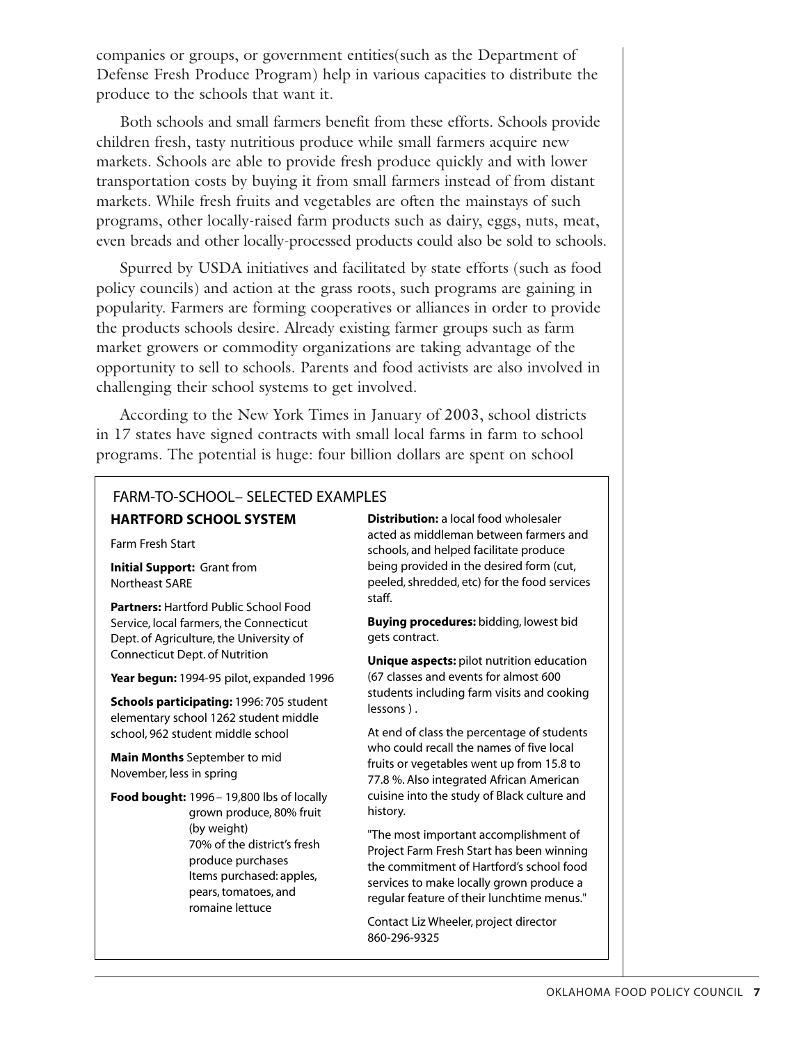companies or groups, or government entities(such as the Department of Defense Fresh Produce Program) help in various capacities to distribute the produce to the schools that want it.

Both schools and small farmers benefit from these efforts. Schools provide children fresh, tasty nutritious produce while small farmers acquire new markets. Schools are able to provide fresh produce quickly and with lower transportation costs by buying it from small farmers instead of from distant markets. While fresh fruits and vegetables are often the mainstays of such programs, other locally-raised farm products such as dairy, eggs, nuts, meat, even breads and other locally-processed products could also be sold to schools.

Spurred by USDA initiatives and facilitated by state efforts (such as food policy councils) and action at the grass roots, such programs are gaining in popularity. Farmers are forming cooperatives or alliances in order to provide the products schools desire. Already existing farmer groups such as farm market growers or commodity organizations are taking advantage of the opportunity to sell to schools. Parents and food activists are also involved in challenging their school systems to get involved.

According to the New York Times in January of 2003, school districts in 17 states have signed contracts with small local farms in farm to school programs. The potential is huge: four billion dollars are spent on school

### FARM-TO-SCHOOL– SELECTED EXAMPLES

**HARTFORD SCHOOL SYSTEM**

Farm Fresh Start

**Initial Support:** Grant from Northeast SARE

**Partners:** Hartford Public School Food Service, local farmers, the Connecticut Dept. of Agriculture, the University of Connecticut Dept. of Nutrition

**Year begun:** 1994-95 pilot, expanded 1996

**Schools participating:** 1996: 705 student elementary school 1262 student middle school, 962 student middle school

**Main Months** September to mid November, less in spring

**Food bought:** 1996 – 19,800 lbs of locally grown produce, 80% fruit (by weight)
70% of the district's fresh produce purchases
Items purchased: apples, pears, tomatoes, and romaine lettuce

**Distribution:** a local food wholesaler acted as middleman between farmers and schools, and helped facilitate produce being provided in the desired form (cut, peeled, shredded, etc) for the food services staff.

**Buying procedures:** bidding, lowest bid gets contract.

**Unique aspects:** pilot nutrition education (67 classes and events for almost 600 students including farm visits and cooking lessons ) .

At end of class the percentage of students who could recall the names of five local fruits or vegetables went up from 15.8 to 77.8 %. Also integrated African American cuisine into the study of Black culture and history.

"The most important accomplishment of Project Farm Fresh Start has been winning the commitment of Hartford's school food services to make locally grown produce a regular feature of their lunchtime menus."

Contact Liz Wheeler, project director 860-296-9325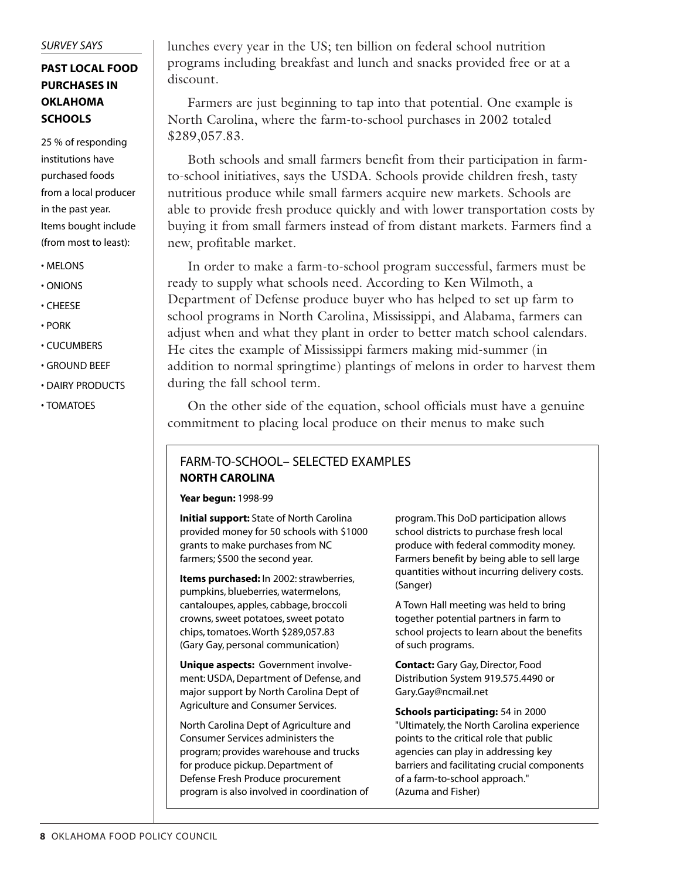*SURVEY SAYS*

### PAST LOCAL FOOD PURCHASES IN OKLAHOMA SCHOOLS

25 % of responding institutions have purchased foods from a local producer in the past year. Items bought include (from most to least):

- MELONS
- ONIONS
- CHEESE
- PORK
- CUCUMBERS
- GROUND BEEF
- DAIRY PRODUCTS
- TOMATOES

lunches every year in the US; ten billion on federal school nutrition programs including breakfast and lunch and snacks provided free or at a discount.

Farmers are just beginning to tap into that potential. One example is North Carolina, where the farm-to-school purchases in 2002 totaled $289,057.83.

Both schools and small farmers benefit from their participation in farm-to-school initiatives, says the USDA. Schools provide children fresh, tasty nutritious produce while small farmers acquire new markets. Schools are able to provide fresh produce quickly and with lower transportation costs by buying it from small farmers instead of from distant markets. Farmers find a new, profitable market.

In order to make a farm-to-school program successful, farmers must be ready to supply what schools need. According to Ken Wilmoth, a Department of Defense produce buyer who has helped to set up farm to school programs in North Carolina, Mississippi, and Alabama, farmers can adjust when and what they plant in order to better match school calendars. He cites the example of Mississippi farmers making mid-summer (in addition to normal springtime) plantings of melons in order to harvest them during the fall school term.

On the other side of the equation, school officials must have a genuine commitment to placing local produce on their menus to make such

---

FARM-TO-SCHOOL– SELECTED EXAMPLES
**NORTH CAROLINA**

**Year begun:** 1998-99

**Initial support:** State of North Carolina provided money for 50 schools with $1000 grants to make purchases from NC farmers; $500 the second year.

**Items purchased:** In 2002: strawberries, pumpkins, blueberries, watermelons, cantaloupes, apples, cabbage, broccoli crowns, sweet potatoes, sweet potato chips, tomatoes. Worth $289,057.83 (Gary Gay, personal communication)

**Unique aspects:** Government involvement: USDA, Department of Defense, and major support by North Carolina Dept of Agriculture and Consumer Services.

North Carolina Dept of Agriculture and Consumer Services administers the program; provides warehouse and trucks for produce pickup. Department of Defense Fresh Produce procurement program is also involved in coordination of program. This DoD participation allows school districts to purchase fresh local produce with federal commodity money. Farmers benefit by being able to sell large quantities without incurring delivery costs. (Sanger)

A Town Hall meeting was held to bring together potential partners in farm to school projects to learn about the benefits of such programs.

**Contact:** Gary Gay, Director, Food Distribution System 919.575.4490 or Gary.Gay@ncmail.net

**Schools participating:** 54 in 2000
"Ultimately, the North Carolina experience points to the critical role that public agencies can play in addressing key barriers and facilitating crucial components of a farm-to-school approach." (Azuma and Fisher)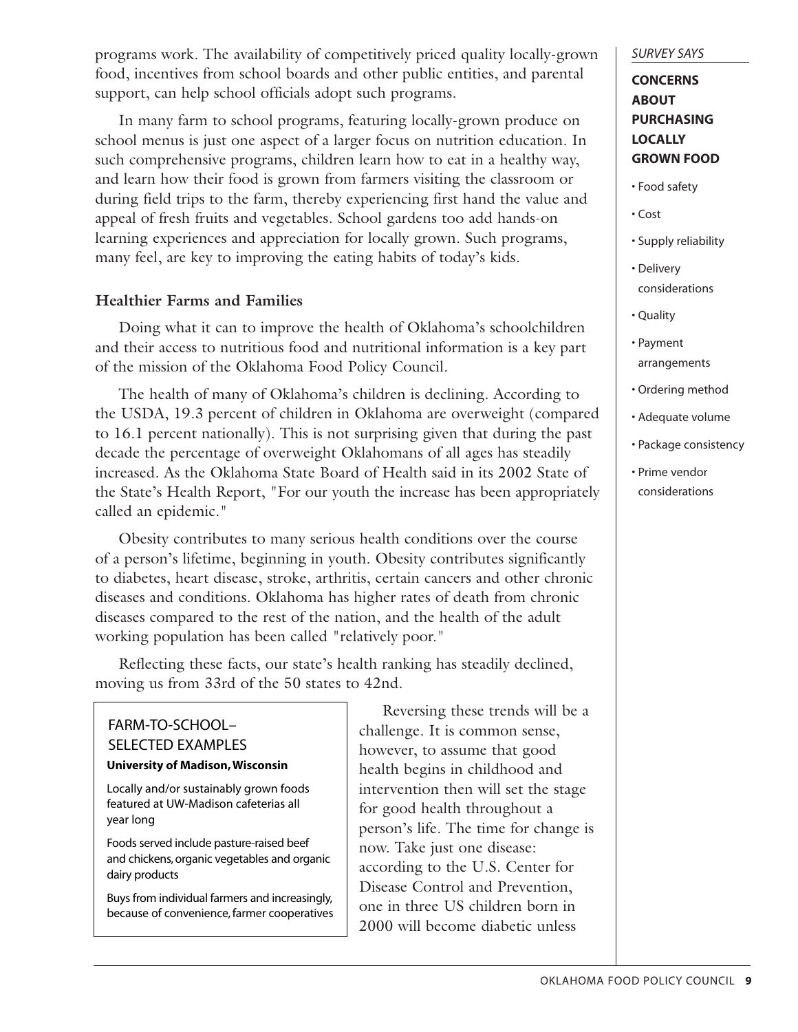programs work. The availability of competitively priced quality locally-grown food, incentives from school boards and other public entities, and parental support, can help school officials adopt such programs.

In many farm to school programs, featuring locally-grown produce on school menus is just one aspect of a larger focus on nutrition education. In such comprehensive programs, children learn how to eat in a healthy way, and learn how their food is grown from farmers visiting the classroom or during field trips to the farm, thereby experiencing first hand the value and appeal of fresh fruits and vegetables. School gardens too add hands-on learning experiences and appreciation for locally grown. Such programs, many feel, are key to improving the eating habits of today's kids.

### Healthier Farms and Families

Doing what it can to improve the health of Oklahoma's schoolchildren and their access to nutritious food and nutritional information is a key part of the mission of the Oklahoma Food Policy Council.

The health of many of Oklahoma's children is declining. According to the USDA, 19.3 percent of children in Oklahoma are overweight (compared to 16.1 percent nationally). This is not surprising given that during the past decade the percentage of overweight Oklahomans of all ages has steadily increased. As the Oklahoma State Board of Health said in its 2002 State of the State's Health Report, "For our youth the increase has been appropriately called an epidemic."

Obesity contributes to many serious health conditions over the course of a person's lifetime, beginning in youth. Obesity contributes significantly to diabetes, heart disease, stroke, arthritis, certain cancers and other chronic diseases and conditions. Oklahoma has higher rates of death from chronic diseases compared to the rest of the nation, and the health of the adult working population has been called "relatively poor."

Reflecting these facts, our state's health ranking has steadily declined, moving us from 33rd of the 50 states to 42nd.

Reversing these trends will be a challenge. It is common sense, however, to assume that good health begins in childhood and intervention then will set the stage for good health throughout a person's life. The time for change is now. Take just one disease: according to the U.S. Center for Disease Control and Prevention, one in three US children born in 2000 will become diabetic unless

> FARM-TO-SCHOOL– SELECTED EXAMPLES
>
> **University of Madison, Wisconsin**
>
> Locally and/or sustainably grown foods featured at UW-Madison cafeterias all year long
>
> Foods served include pasture-raised beef and chickens, organic vegetables and organic dairy products
>
> Buys from individual farmers and increasingly, because of convenience, farmer cooperatives

*SURVEY SAYS*

**CONCERNS ABOUT PURCHASING LOCALLY GROWN FOOD**

- Food safety
- Cost
- Supply reliability
- Delivery considerations
- Quality
- Payment arrangements
- Ordering method
- Adequate volume
- Package consistency
- Prime vendor considerations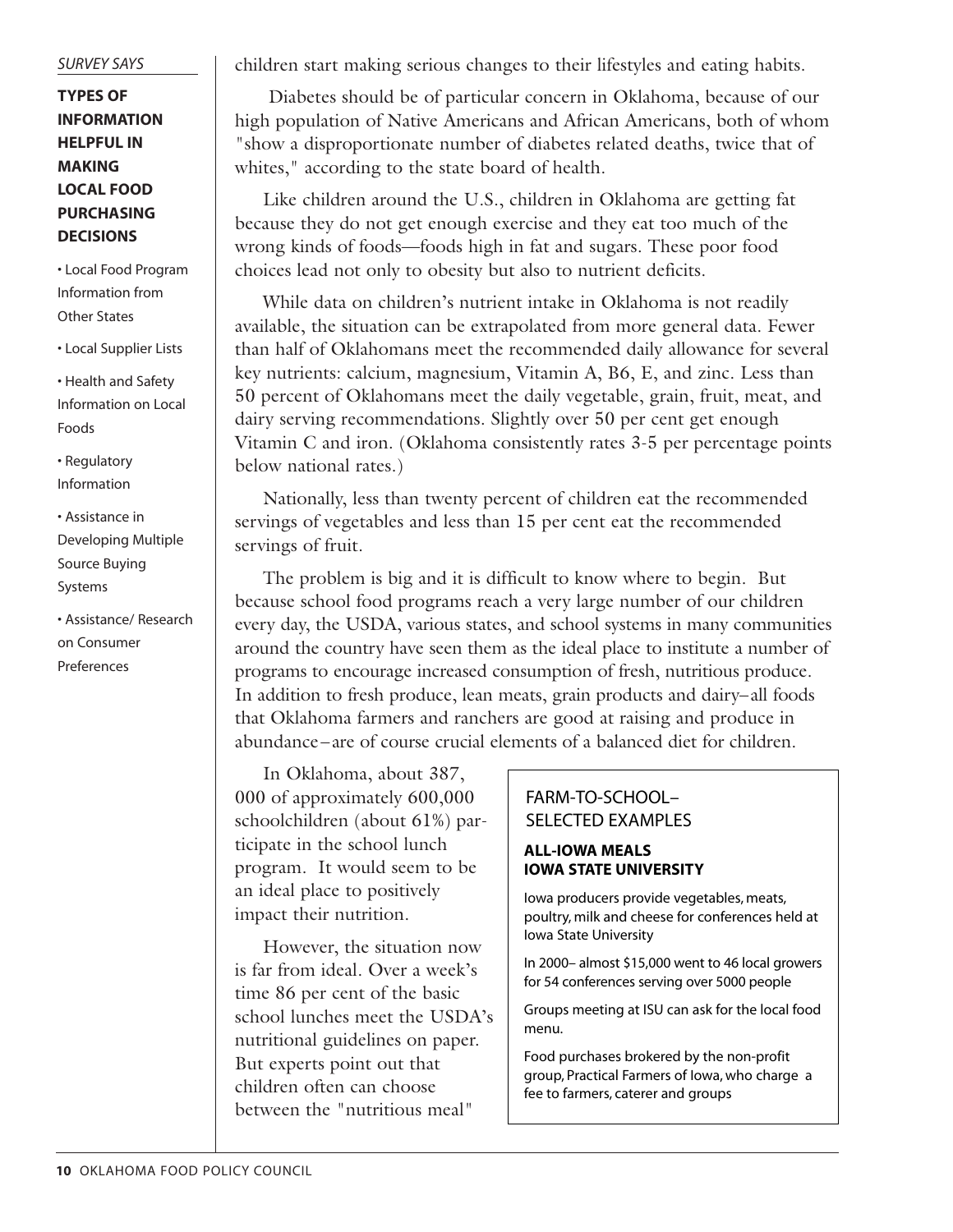*SURVEY SAYS*

**TYPES OF INFORMATION HELPFUL IN MAKING LOCAL FOOD PURCHASING DECISIONS**

- Local Food Program Information from Other States
- Local Supplier Lists
- Health and Safety Information on Local Foods
- Regulatory Information
- Assistance in Developing Multiple Source Buying Systems
- Assistance/ Research on Consumer Preferences

children start making serious changes to their lifestyles and eating habits.

Diabetes should be of particular concern in Oklahoma, because of our high population of Native Americans and African Americans, both of whom "show a disproportionate number of diabetes related deaths, twice that of whites," according to the state board of health.

Like children around the U.S., children in Oklahoma are getting fat because they do not get enough exercise and they eat too much of the wrong kinds of foods—foods high in fat and sugars. These poor food choices lead not only to obesity but also to nutrient deficits.

While data on children's nutrient intake in Oklahoma is not readily available, the situation can be extrapolated from more general data. Fewer than half of Oklahomans meet the recommended daily allowance for several key nutrients: calcium, magnesium, Vitamin A, B6, E, and zinc. Less than 50 percent of Oklahomans meet the daily vegetable, grain, fruit, meat, and dairy serving recommendations. Slightly over 50 per cent get enough Vitamin C and iron. (Oklahoma consistently rates 3-5 per percentage points below national rates.)

Nationally, less than twenty percent of children eat the recommended servings of vegetables and less than 15 per cent eat the recommended servings of fruit.

The problem is big and it is difficult to know where to begin. But because school food programs reach a very large number of our children every day, the USDA, various states, and school systems in many communities around the country have seen them as the ideal place to institute a number of programs to encourage increased consumption of fresh, nutritious produce. In addition to fresh produce, lean meats, grain products and dairy–all foods that Oklahoma farmers and ranchers are good at raising and produce in abundance–are of course crucial elements of a balanced diet for children.

In Oklahoma, about 387, 000 of approximately 600,000 schoolchildren (about 61%) participate in the school lunch program. It would seem to be an ideal place to positively impact their nutrition.

However, the situation now is far from ideal. Over a week's time 86 per cent of the basic school lunches meet the USDA's nutritional guidelines on paper. But experts point out that children often can choose between the "nutritious meal"

> FARM-TO-SCHOOL– SELECTED EXAMPLES
>
> **ALL-IOWA MEALS**
> **IOWA STATE UNIVERSITY**
>
> Iowa producers provide vegetables, meats, poultry, milk and cheese for conferences held at Iowa State University
>
> In 2000– almost $15,000 went to 46 local growers for 54 conferences serving over 5000 people
>
> Groups meeting at ISU can ask for the local food menu.
>
> Food purchases brokered by the non-profit group, Practical Farmers of Iowa, who charge a fee to farmers, caterer and groups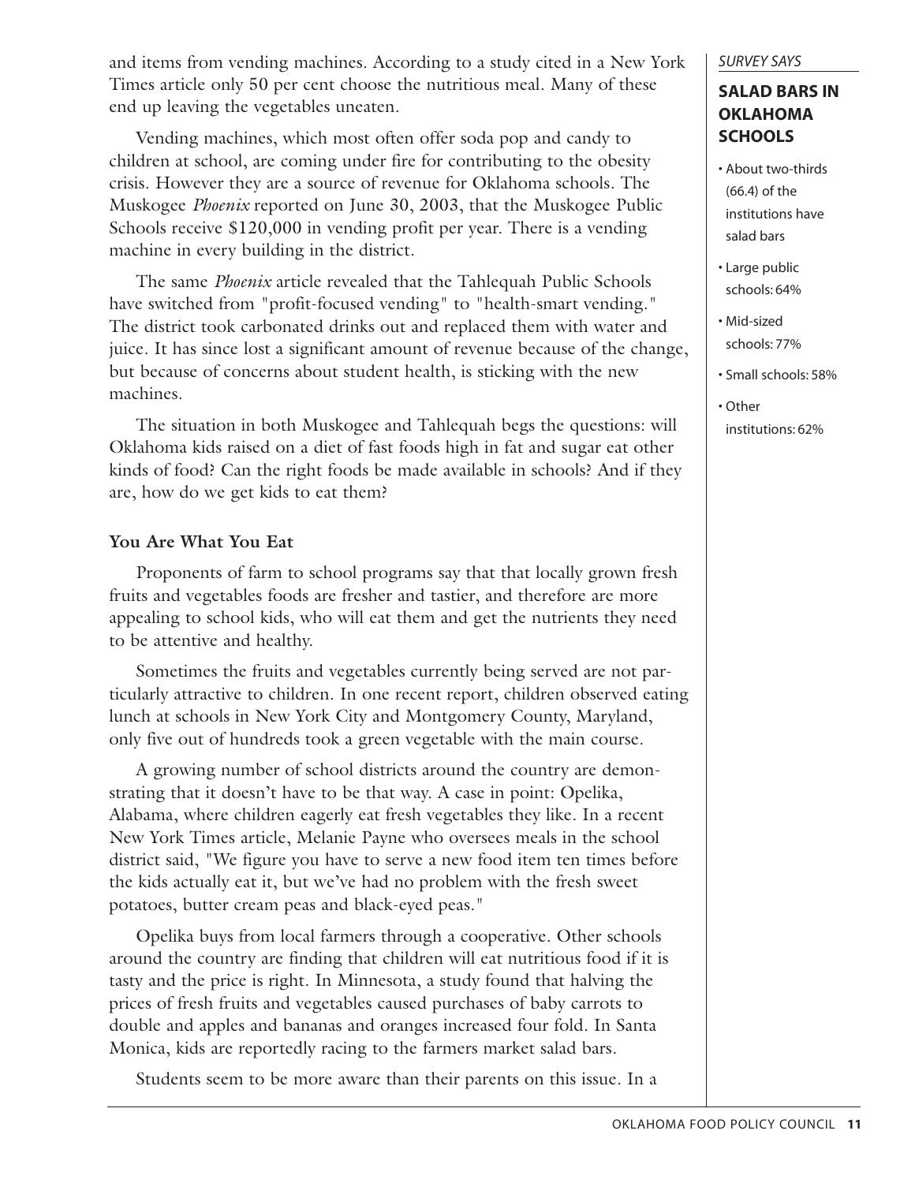and items from vending machines. According to a study cited in a New York Times article only 50 per cent choose the nutritious meal. Many of these end up leaving the vegetables uneaten.

Vending machines, which most often offer soda pop and candy to children at school, are coming under fire for contributing to the obesity crisis. However they are a source of revenue for Oklahoma schools. The Muskogee *Phoenix* reported on June 30, 2003, that the Muskogee Public Schools receive $120,000 in vending profit per year. There is a vending machine in every building in the district.

The same *Phoenix* article revealed that the Tahlequah Public Schools have switched from "profit-focused vending" to "health-smart vending." The district took carbonated drinks out and replaced them with water and juice. It has since lost a significant amount of revenue because of the change, but because of concerns about student health, is sticking with the new machines.

The situation in both Muskogee and Tahlequah begs the questions: will Oklahoma kids raised on a diet of fast foods high in fat and sugar eat other kinds of food? Can the right foods be made available in schools? And if they are, how do we get kids to eat them?

**You Are What You Eat**

Proponents of farm to school programs say that that locally grown fresh fruits and vegetables foods are fresher and tastier, and therefore are more appealing to school kids, who will eat them and get the nutrients they need to be attentive and healthy.

Sometimes the fruits and vegetables currently being served are not particularly attractive to children. In one recent report, children observed eating lunch at schools in New York City and Montgomery County, Maryland, only five out of hundreds took a green vegetable with the main course.

A growing number of school districts around the country are demonstrating that it doesn't have to be that way. A case in point: Opelika, Alabama, where children eagerly eat fresh vegetables they like. In a recent New York Times article, Melanie Payne who oversees meals in the school district said, "We figure you have to serve a new food item ten times before the kids actually eat it, but we've had no problem with the fresh sweet potatoes, butter cream peas and black-eyed peas."

Opelika buys from local farmers through a cooperative. Other schools around the country are finding that children will eat nutritious food if it is tasty and the price is right. In Minnesota, a study found that halving the prices of fresh fruits and vegetables caused purchases of baby carrots to double and apples and bananas and oranges increased four fold. In Santa Monica, kids are reportedly racing to the farmers market salad bars.

Students seem to be more aware than their parents on this issue. In a

*SURVEY SAYS*

### SALAD BARS IN OKLAHOMA SCHOOLS

- About two-thirds (66.4) of the institutions have salad bars
- Large public schools: 64%
- Mid-sized schools: 77%
- Small schools: 58%
- Other institutions: 62%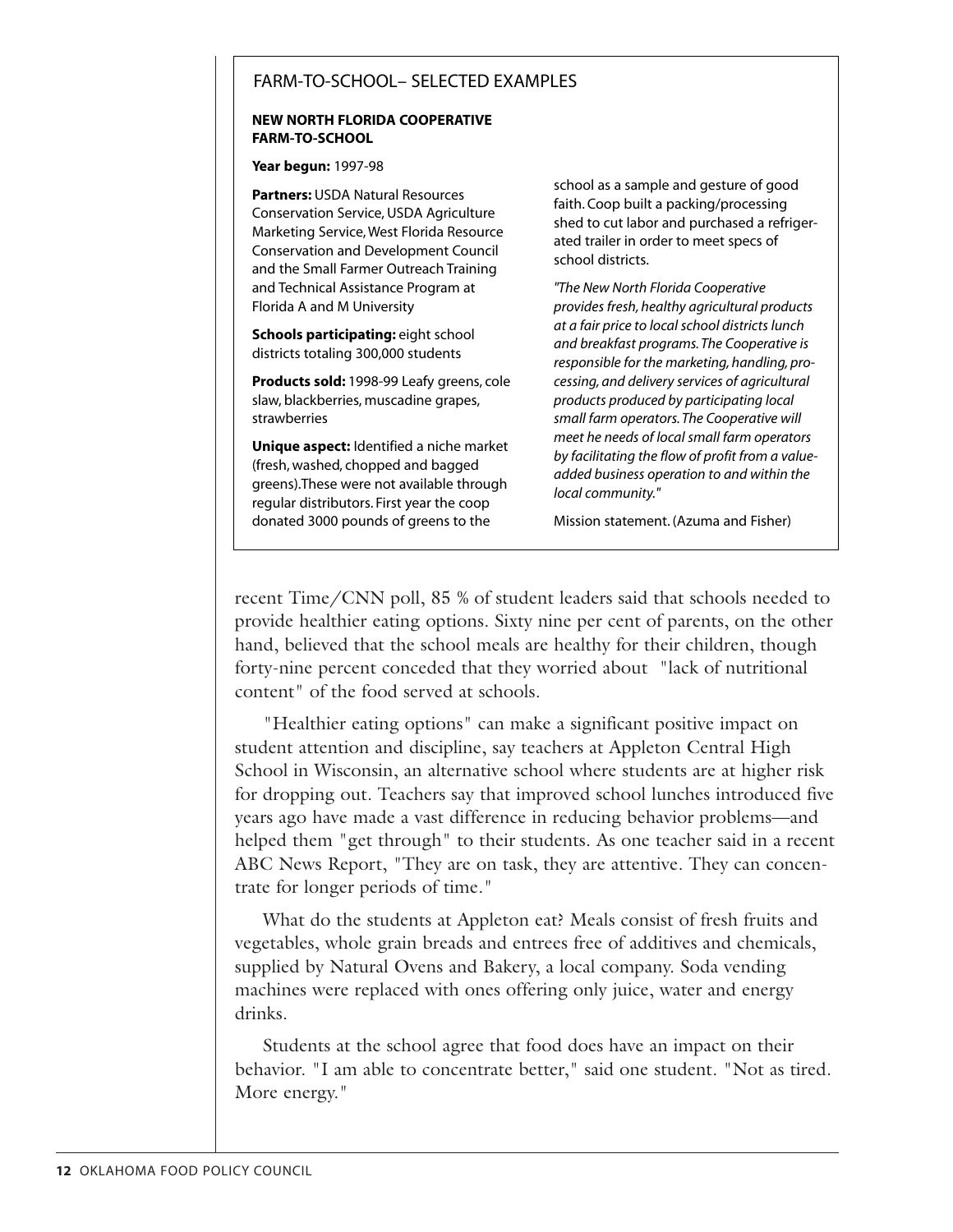## FARM-TO-SCHOOL– SELECTED EXAMPLES

**NEW NORTH FLORIDA COOPERATIVE FARM-TO-SCHOOL**

**Year begun:** 1997-98

**Partners:** USDA Natural Resources Conservation Service, USDA Agriculture Marketing Service, West Florida Resource Conservation and Development Council and the Small Farmer Outreach Training and Technical Assistance Program at Florida A and M University

**Schools participating:** eight school districts totaling 300,000 students

**Products sold:** 1998-99 Leafy greens, cole slaw, blackberries, muscadine grapes, strawberries

**Unique aspect:** Identified a niche market (fresh, washed, chopped and bagged greens).These were not available through regular distributors. First year the coop donated 3000 pounds of greens to the school as a sample and gesture of good faith. Coop built a packing/processing shed to cut labor and purchased a refrigerated trailer in order to meet specs of school districts.

*"The New North Florida Cooperative provides fresh, healthy agricultural products at a fair price to local school districts lunch and breakfast programs. The Cooperative is responsible for the marketing, handling, processing, and delivery services of agricultural products produced by participating local small farm operators. The Cooperative will meet he needs of local small farm operators by facilitating the flow of profit from a value-added business operation to and within the local community."*

Mission statement. (Azuma and Fisher)

recent Time/CNN poll, 85 % of student leaders said that schools needed to provide healthier eating options. Sixty nine per cent of parents, on the other hand, believed that the school meals are healthy for their children, though forty-nine percent conceded that they worried about "lack of nutritional content" of the food served at schools.

"Healthier eating options" can make a significant positive impact on student attention and discipline, say teachers at Appleton Central High School in Wisconsin, an alternative school where students are at higher risk for dropping out. Teachers say that improved school lunches introduced five years ago have made a vast difference in reducing behavior problems—and helped them "get through" to their students. As one teacher said in a recent ABC News Report, "They are on task, they are attentive. They can concentrate for longer periods of time."

What do the students at Appleton eat? Meals consist of fresh fruits and vegetables, whole grain breads and entrees free of additives and chemicals, supplied by Natural Ovens and Bakery, a local company. Soda vending machines were replaced with ones offering only juice, water and energy drinks.

Students at the school agree that food does have an impact on their behavior. "I am able to concentrate better," said one student. "Not as tired. More energy."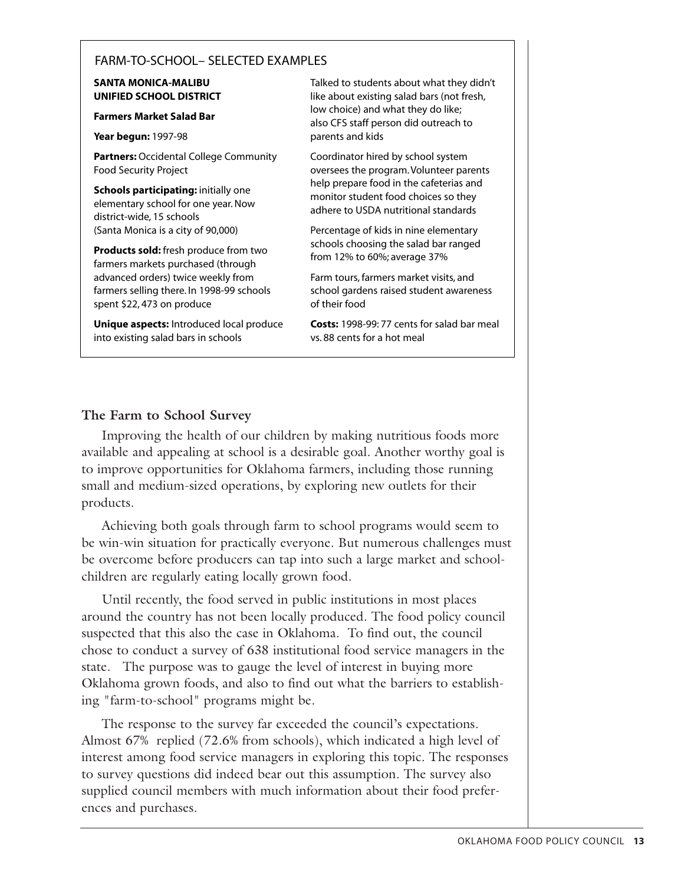## FARM-TO-SCHOOL– SELECTED EXAMPLES

**SANTA MONICA-MALIBU UNIFIED SCHOOL DISTRICT**

**Farmers Market Salad Bar**

**Year begun:** 1997-98

**Partners:** Occidental College Community Food Security Project

**Schools participating:** initially one elementary school for one year. Now district-wide, 15 schools (Santa Monica is a city of 90,000)

**Products sold:** fresh produce from two farmers markets purchased (through advanced orders) twice weekly from farmers selling there. In 1998-99 schools spent $22, 473 on produce

**Unique aspects:** Introduced local produce into existing salad bars in schools

Talked to students about what they didn't like about existing salad bars (not fresh, low choice) and what they do like; also CFS staff person did outreach to parents and kids

Coordinator hired by school system oversees the program. Volunteer parents help prepare food in the cafeterias and monitor student food choices so they adhere to USDA nutritional standards

Percentage of kids in nine elementary schools choosing the salad bar ranged from 12% to 60%; average 37%

Farm tours, farmers market visits, and school gardens raised student awareness of their food

**Costs:** 1998-99: 77 cents for salad bar meal vs. 88 cents for a hot meal

### The Farm to School Survey

Improving the health of our children by making nutritious foods more available and appealing at school is a desirable goal. Another worthy goal is to improve opportunities for Oklahoma farmers, including those running small and medium-sized operations, by exploring new outlets for their products.

Achieving both goals through farm to school programs would seem to be win-win situation for practically everyone. But numerous challenges must be overcome before producers can tap into such a large market and schoolchildren are regularly eating locally grown food.

Until recently, the food served in public institutions in most places around the country has not been locally produced. The food policy council suspected that this also the case in Oklahoma. To find out, the council chose to conduct a survey of 638 institutional food service managers in the state. The purpose was to gauge the level of interest in buying more Oklahoma grown foods, and also to find out what the barriers to establishing "farm-to-school" programs might be.

The response to the survey far exceeded the council's expectations. Almost 67% replied (72.6% from schools), which indicated a high level of interest among food service managers in exploring this topic. The responses to survey questions did indeed bear out this assumption. The survey also supplied council members with much information about their food preferences and purchases.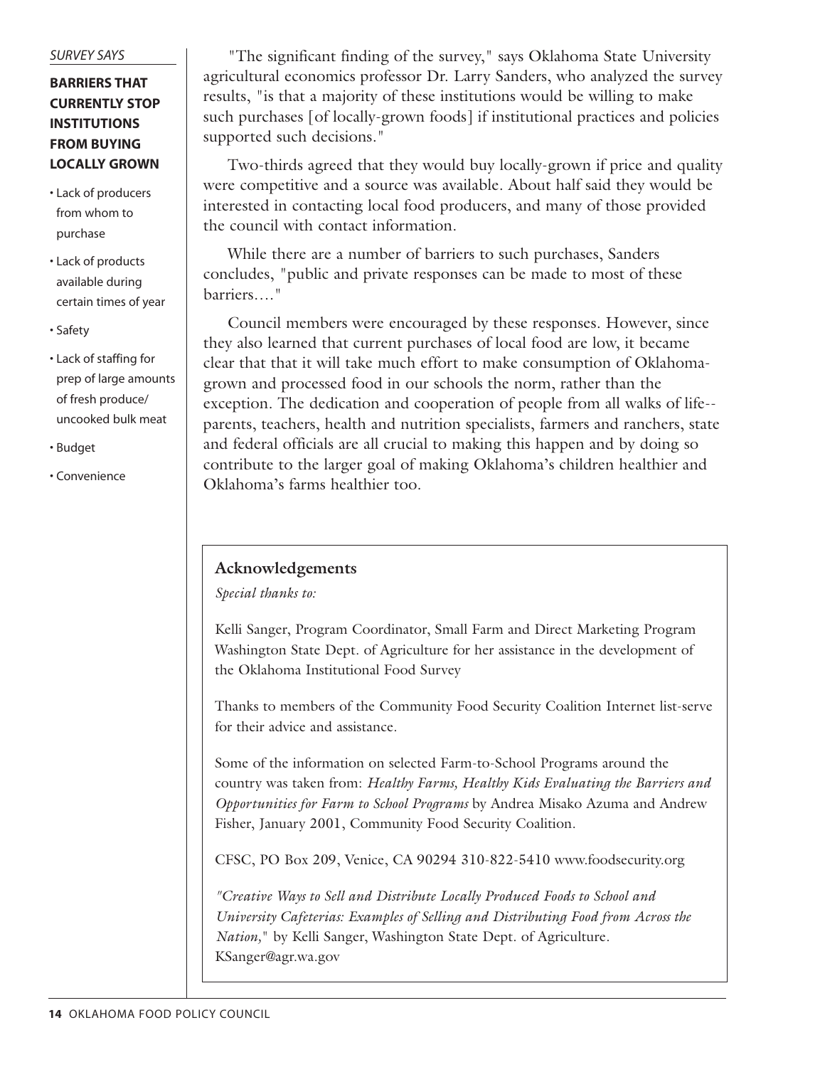*SURVEY SAYS*

**BARRIERS THAT CURRENTLY STOP INSTITUTIONS FROM BUYING LOCALLY GROWN**

- Lack of producers from whom to purchase
- Lack of products available during certain times of year
- Safety
- Lack of staffing for prep of large amounts of fresh produce/ uncooked bulk meat
- Budget
- Convenience

"The significant finding of the survey," says Oklahoma State University agricultural economics professor Dr. Larry Sanders, who analyzed the survey results, "is that a majority of these institutions would be willing to make such purchases [of locally-grown foods] if institutional practices and policies supported such decisions."

Two-thirds agreed that they would buy locally-grown if price and quality were competitive and a source was available. About half said they would be interested in contacting local food producers, and many of those provided the council with contact information.

While there are a number of barriers to such purchases, Sanders concludes, "public and private responses can be made to most of these barriers…."

Council members were encouraged by these responses. However, since they also learned that current purchases of local food are low, it became clear that that it will take much effort to make consumption of Oklahoma-grown and processed food in our schools the norm, rather than the exception. The dedication and cooperation of people from all walks of life-- parents, teachers, health and nutrition specialists, farmers and ranchers, state and federal officials are all crucial to making this happen and by doing so contribute to the larger goal of making Oklahoma's children healthier and Oklahoma's farms healthier too.

## Acknowledgements

*Special thanks to:*

Kelli Sanger, Program Coordinator, Small Farm and Direct Marketing Program Washington State Dept. of Agriculture for her assistance in the development of the Oklahoma Institutional Food Survey

Thanks to members of the Community Food Security Coalition Internet list-serve for their advice and assistance.

Some of the information on selected Farm-to-School Programs around the country was taken from: *Healthy Farms, Healthy Kids Evaluating the Barriers and Opportunities for Farm to School Programs* by Andrea Misako Azuma and Andrew Fisher, January 2001, Community Food Security Coalition.

CFSC, PO Box 209, Venice, CA 90294 310-822-5410 www.foodsecurity.org

*"Creative Ways to Sell and Distribute Locally Produced Foods to School and University Cafeterias: Examples of Selling and Distributing Food from Across the Nation,"* by Kelli Sanger, Washington State Dept. of Agriculture. KSanger@agr.wa.gov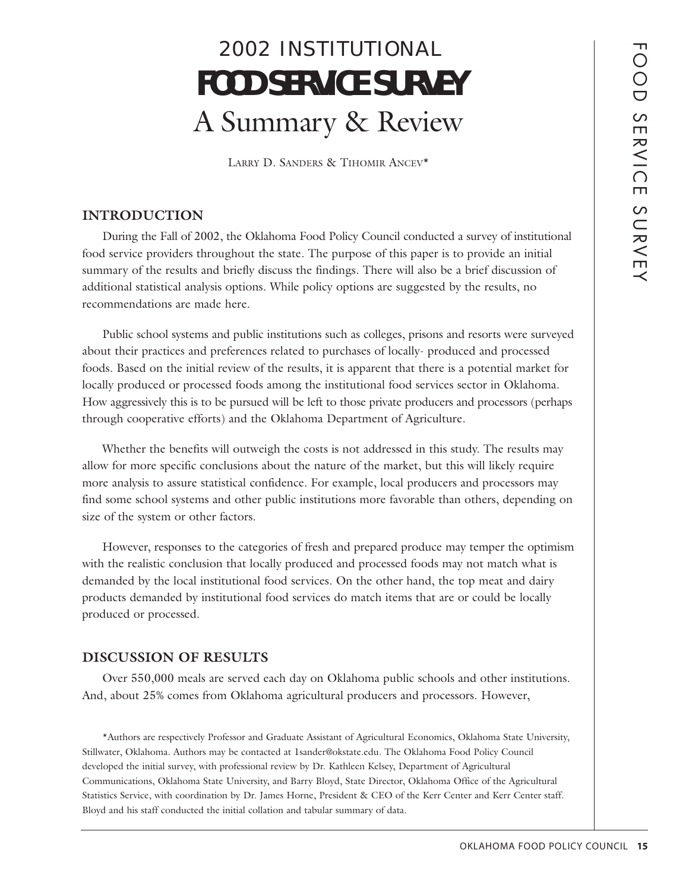# 2002 INSTITUTIONAL

# FOOD SERVICE SURVEY

# A Summary & Review

LARRY D. SANDERS & TIHOMIR ANCEV*

## INTRODUCTION

During the Fall of 2002, the Oklahoma Food Policy Council conducted a survey of institutional food service providers throughout the state. The purpose of this paper is to provide an initial summary of the results and briefly discuss the findings. There will also be a brief discussion of additional statistical analysis options. While policy options are suggested by the results, no recommendations are made here.

Public school systems and public institutions such as colleges, prisons and resorts were surveyed about their practices and preferences related to purchases of locally- produced and processed foods. Based on the initial review of the results, it is apparent that there is a potential market for locally produced or processed foods among the institutional food services sector in Oklahoma. How aggressively this is to be pursued will be left to those private producers and processors (perhaps through cooperative efforts) and the Oklahoma Department of Agriculture.

Whether the benefits will outweigh the costs is not addressed in this study. The results may allow for more specific conclusions about the nature of the market, but this will likely require more analysis to assure statistical confidence. For example, local producers and processors may find some school systems and other public institutions more favorable than others, depending on size of the system or other factors.

However, responses to the categories of fresh and prepared produce may temper the optimism with the realistic conclusion that locally produced and processed foods may not match what is demanded by the local institutional food services. On the other hand, the top meat and dairy products demanded by institutional food services do match items that are or could be locally produced or processed.

## DISCUSSION OF RESULTS

Over 550,000 meals are served each day on Oklahoma public schools and other institutions. And, about 25% comes from Oklahoma agricultural producers and processors. However,

*Authors are respectively Professor and Graduate Assistant of Agricultural Economics, Oklahoma State University, Stillwater, Oklahoma. Authors may be contacted at 1sander@okstate.edu. The Oklahoma Food Policy Council developed the initial survey, with professional review by Dr. Kathleen Kelsey, Department of Agricultural Communications, Oklahoma State University, and Barry Bloyd, State Director, Oklahoma Office of the Agricultural Statistics Service, with coordination by Dr. James Horne, President & CEO of the Kerr Center and Kerr Center staff. Bloyd and his staff conducted the initial collation and tabular summary of data.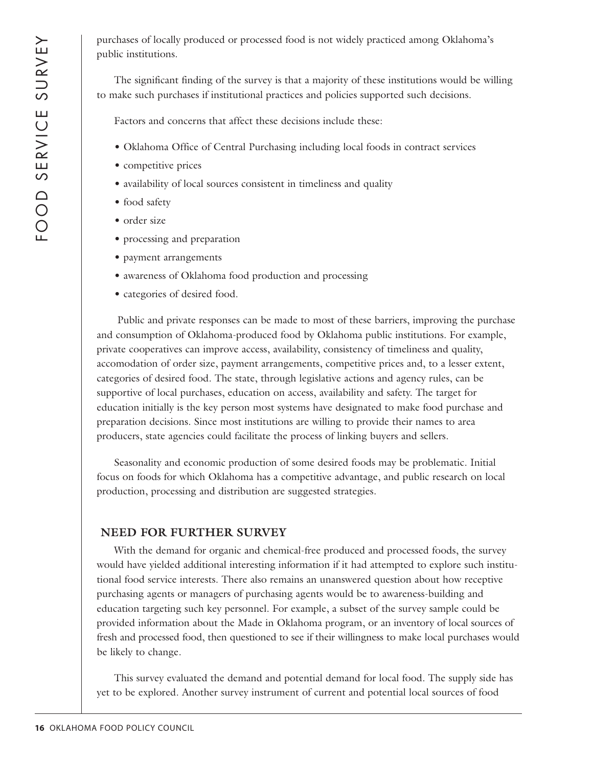purchases of locally produced or processed food is not widely practiced among Oklahoma's public institutions.

The significant finding of the survey is that a majority of these institutions would be willing to make such purchases if institutional practices and policies supported such decisions.

Factors and concerns that affect these decisions include these:

- Oklahoma Office of Central Purchasing including local foods in contract services
- competitive prices
- availability of local sources consistent in timeliness and quality
- food safety
- order size
- processing and preparation
- payment arrangements
- awareness of Oklahoma food production and processing
- categories of desired food.

Public and private responses can be made to most of these barriers, improving the purchase and consumption of Oklahoma-produced food by Oklahoma public institutions. For example, private cooperatives can improve access, availability, consistency of timeliness and quality, accomodation of order size, payment arrangements, competitive prices and, to a lesser extent, categories of desired food. The state, through legislative actions and agency rules, can be supportive of local purchases, education on access, availability and safety. The target for education initially is the key person most systems have designated to make food purchase and preparation decisions. Since most institutions are willing to provide their names to area producers, state agencies could facilitate the process of linking buyers and sellers.

Seasonality and economic production of some desired foods may be problematic. Initial focus on foods for which Oklahoma has a competitive advantage, and public research on local production, processing and distribution are suggested strategies.

## NEED FOR FURTHER SURVEY

With the demand for organic and chemical-free produced and processed foods, the survey would have yielded additional interesting information if it had attempted to explore such institutional food service interests. There also remains an unanswered question about how receptive purchasing agents or managers of purchasing agents would be to awareness-building and education targeting such key personnel. For example, a subset of the survey sample could be provided information about the Made in Oklahoma program, or an inventory of local sources of fresh and processed food, then questioned to see if their willingness to make local purchases would be likely to change.

This survey evaluated the demand and potential demand for local food. The supply side has yet to be explored. Another survey instrument of current and potential local sources of food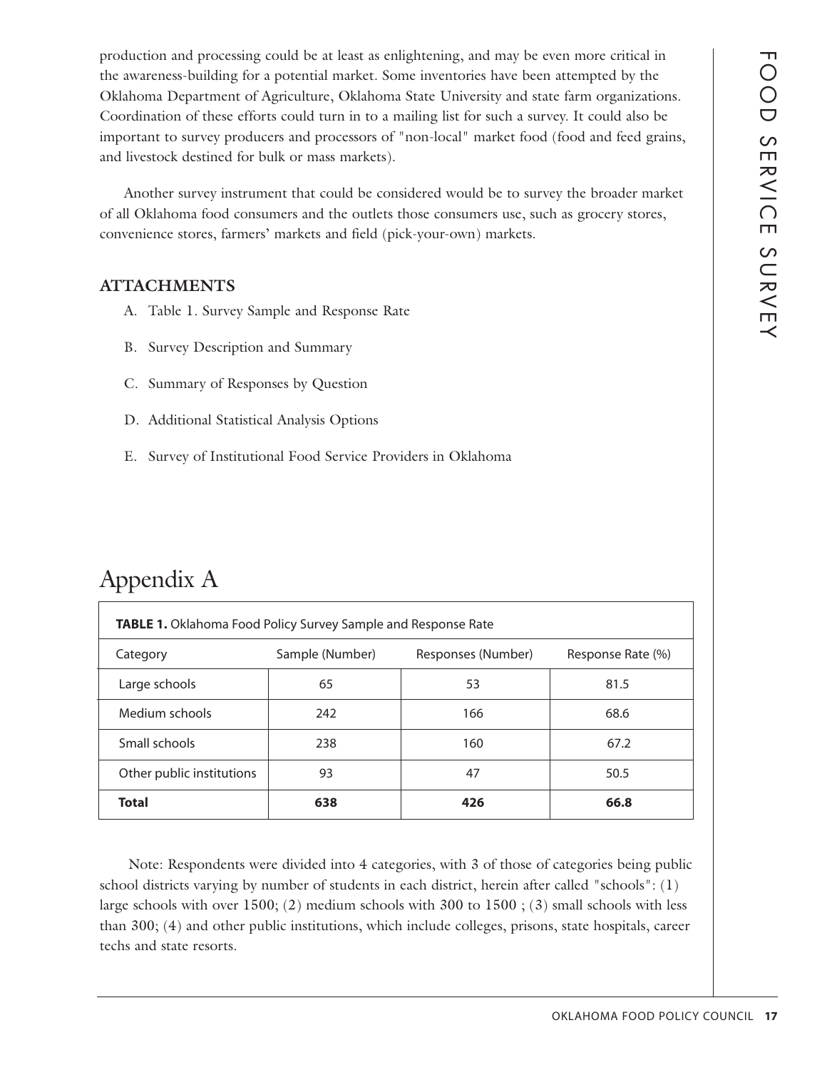production and processing could be at least as enlightening, and may be even more critical in the awareness-building for a potential market. Some inventories have been attempted by the Oklahoma Department of Agriculture, Oklahoma State University and state farm organizations. Coordination of these efforts could turn in to a mailing list for such a survey. It could also be important to survey producers and processors of "non-local" market food (food and feed grains, and livestock destined for bulk or mass markets).

Another survey instrument that could be considered would be to survey the broader market of all Oklahoma food consumers and the outlets those consumers use, such as grocery stores, convenience stores, farmers' markets and field (pick-your-own) markets.

### ATTACHMENTS

A. Table 1. Survey Sample and Response Rate

B. Survey Description and Summary

C. Summary of Responses by Question

D. Additional Statistical Analysis Options

E. Survey of Institutional Food Service Providers in Oklahoma

# Appendix A

**TABLE 1.** Oklahoma Food Policy Survey Sample and Response Rate

| Category | Sample (Number) | Responses (Number) | Response Rate (%) |
|---|---|---|---|
| Large schools | 65 | 53 | 81.5 |
| Medium schools | 242 | 166 | 68.6 |
| Small schools | 238 | 160 | 67.2 |
| Other public institutions | 93 | 47 | 50.5 |
| **Total** | **638** | **426** | **66.8** |

Note: Respondents were divided into 4 categories, with 3 of those of categories being public school districts varying by number of students in each district, herein after called "schools": (1) large schools with over 1500; (2) medium schools with 300 to 1500 ; (3) small schools with less than 300; (4) and other public institutions, which include colleges, prisons, state hospitals, career techs and state resorts.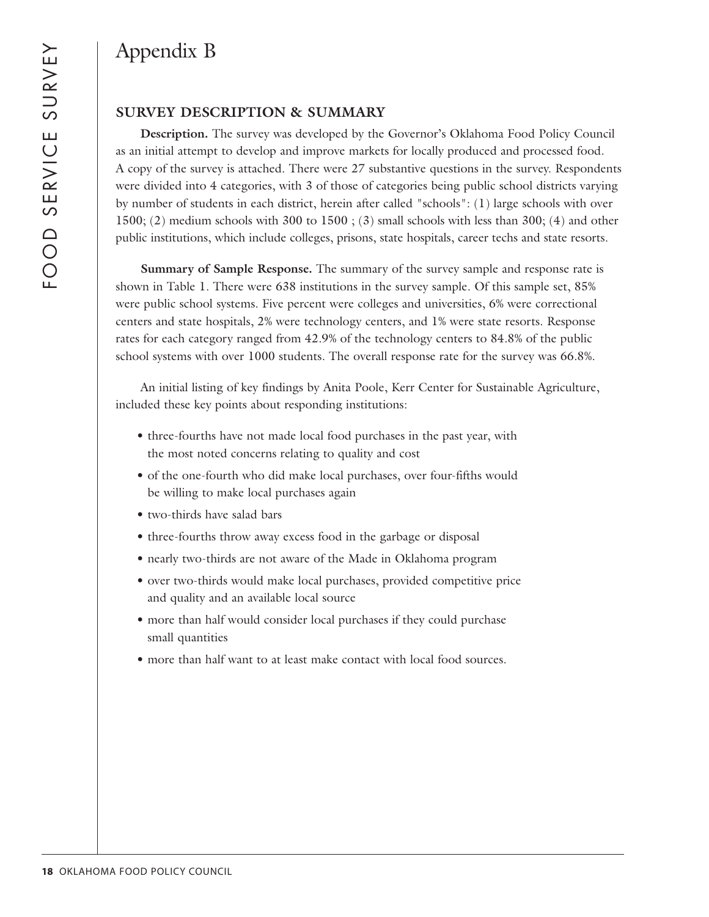# Appendix B

## SURVEY DESCRIPTION & SUMMARY

**Description.** The survey was developed by the Governor's Oklahoma Food Policy Council as an initial attempt to develop and improve markets for locally produced and processed food. A copy of the survey is attached. There were 27 substantive questions in the survey. Respondents were divided into 4 categories, with 3 of those of categories being public school districts varying by number of students in each district, herein after called "schools": (1) large schools with over 1500; (2) medium schools with 300 to 1500 ; (3) small schools with less than 300; (4) and other public institutions, which include colleges, prisons, state hospitals, career techs and state resorts.

**Summary of Sample Response.** The summary of the survey sample and response rate is shown in Table 1. There were 638 institutions in the survey sample. Of this sample set, 85% were public school systems. Five percent were colleges and universities, 6% were correctional centers and state hospitals, 2% were technology centers, and 1% were state resorts. Response rates for each category ranged from 42.9% of the technology centers to 84.8% of the public school systems with over 1000 students. The overall response rate for the survey was 66.8%.

An initial listing of key findings by Anita Poole, Kerr Center for Sustainable Agriculture, included these key points about responding institutions:

- three-fourths have not made local food purchases in the past year, with the most noted concerns relating to quality and cost
- of the one-fourth who did make local purchases, over four-fifths would be willing to make local purchases again
- two-thirds have salad bars
- three-fourths throw away excess food in the garbage or disposal
- nearly two-thirds are not aware of the Made in Oklahoma program
- over two-thirds would make local purchases, provided competitive price and quality and an available local source
- more than half would consider local purchases if they could purchase small quantities
- more than half want to at least make contact with local food sources.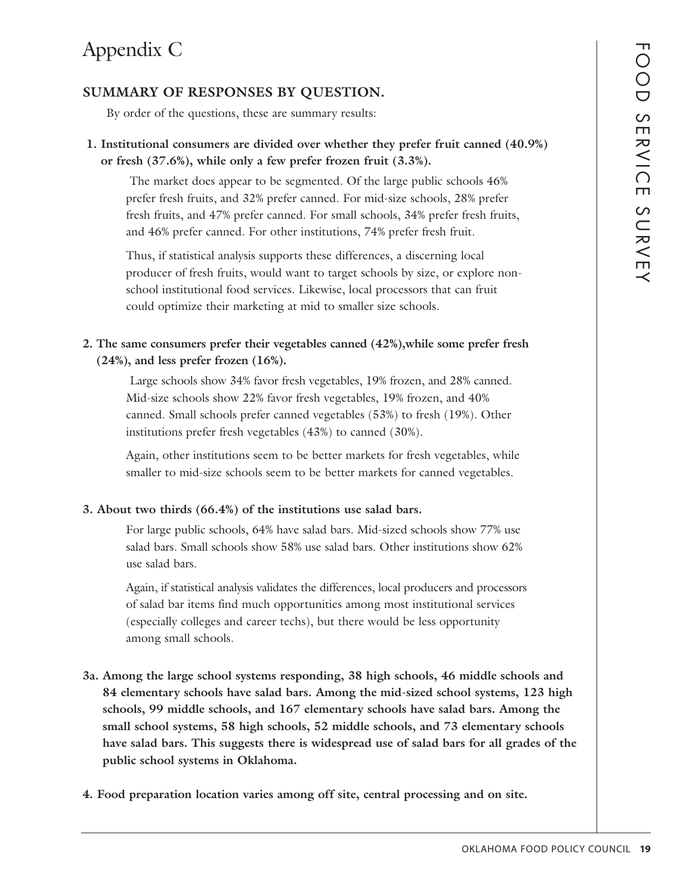# Appendix C

## SUMMARY OF RESPONSES BY QUESTION.

By order of the questions, these are summary results:

**1. Institutional consumers are divided over whether they prefer fruit canned (40.9%) or fresh (37.6%), while only a few prefer frozen fruit (3.3%).**

The market does appear to be segmented. Of the large public schools 46% prefer fresh fruits, and 32% prefer canned. For mid-size schools, 28% prefer fresh fruits, and 47% prefer canned. For small schools, 34% prefer fresh fruits, and 46% prefer canned. For other institutions, 74% prefer fresh fruit.

Thus, if statistical analysis supports these differences, a discerning local producer of fresh fruits, would want to target schools by size, or explore non-school institutional food services. Likewise, local processors that can fruit could optimize their marketing at mid to smaller size schools.

**2. The same consumers prefer their vegetables canned (42%),while some prefer fresh (24%), and less prefer frozen (16%).**

Large schools show 34% favor fresh vegetables, 19% frozen, and 28% canned. Mid-size schools show 22% favor fresh vegetables, 19% frozen, and 40% canned. Small schools prefer canned vegetables (53%) to fresh (19%). Other institutions prefer fresh vegetables (43%) to canned (30%).

Again, other institutions seem to be better markets for fresh vegetables, while smaller to mid-size schools seem to be better markets for canned vegetables.

**3. About two thirds (66.4%) of the institutions use salad bars.**

For large public schools, 64% have salad bars. Mid-sized schools show 77% use salad bars. Small schools show 58% use salad bars. Other institutions show 62% use salad bars.

Again, if statistical analysis validates the differences, local producers and processors of salad bar items find much opportunities among most institutional services (especially colleges and career techs), but there would be less opportunity among small schools.

**3a. Among the large school systems responding, 38 high schools, 46 middle schools and 84 elementary schools have salad bars. Among the mid-sized school systems, 123 high schools, 99 middle schools, and 167 elementary schools have salad bars. Among the small school systems, 58 high schools, 52 middle schools, and 73 elementary schools have salad bars. This suggests there is widespread use of salad bars for all grades of the public school systems in Oklahoma.**

**4. Food preparation location varies among off site, central processing and on site.**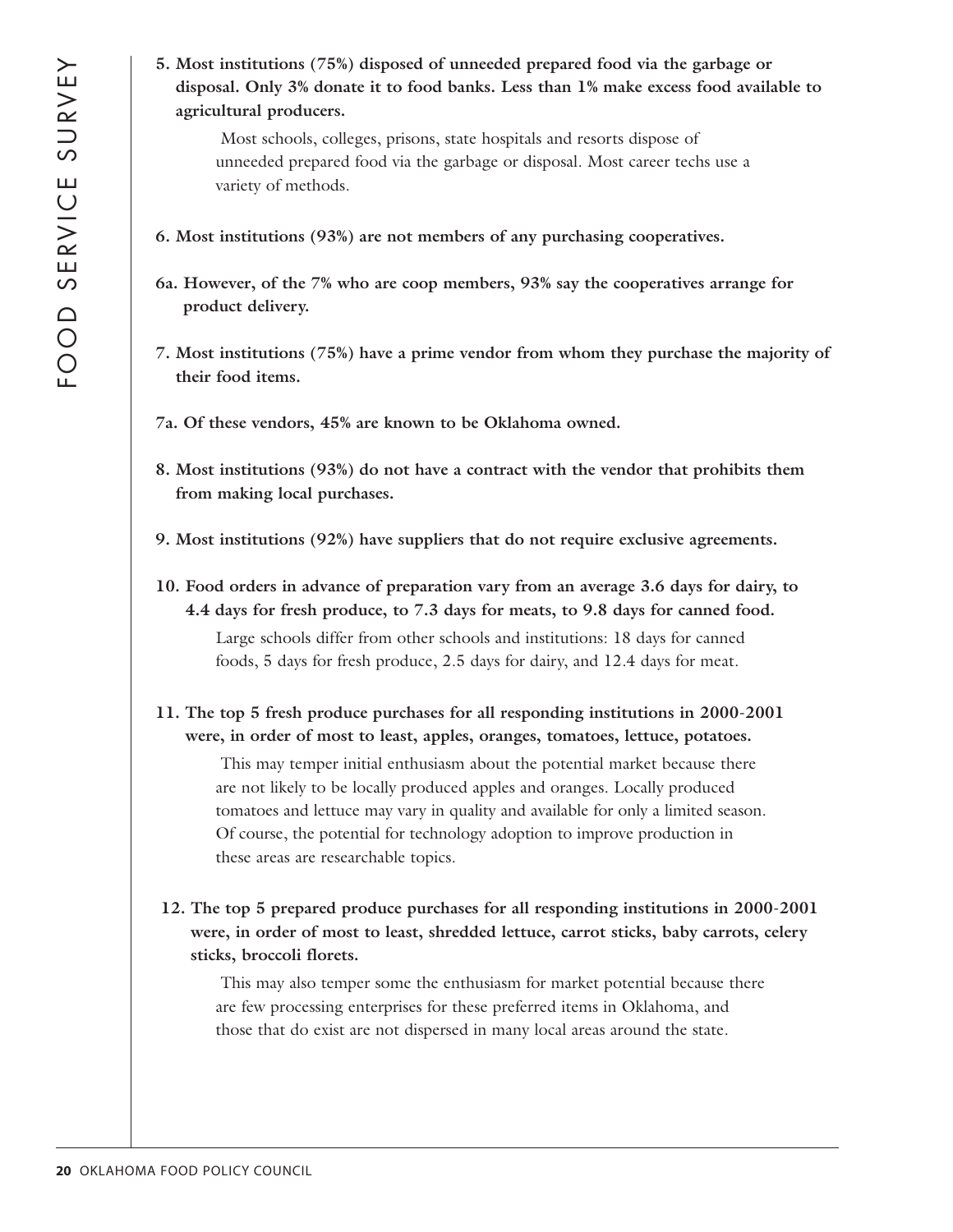**5. Most institutions (75%) disposed of unneeded prepared food via the garbage or disposal. Only 3% donate it to food banks. Less than 1% make excess food available to agricultural producers.**

Most schools, colleges, prisons, state hospitals and resorts dispose of unneeded prepared food via the garbage or disposal. Most career techs use a variety of methods.

**6. Most institutions (93%) are not members of any purchasing cooperatives.**

**6a. However, of the 7% who are coop members, 93% say the cooperatives arrange for product delivery.**

**7. Most institutions (75%) have a prime vendor from whom they purchase the majority of their food items.**

**7a. Of these vendors, 45% are known to be Oklahoma owned.**

**8. Most institutions (93%) do not have a contract with the vendor that prohibits them from making local purchases.**

**9. Most institutions (92%) have suppliers that do not require exclusive agreements.**

**10. Food orders in advance of preparation vary from an average 3.6 days for dairy, to 4.4 days for fresh produce, to 7.3 days for meats, to 9.8 days for canned food.**

Large schools differ from other schools and institutions: 18 days for canned foods, 5 days for fresh produce, 2.5 days for dairy, and 12.4 days for meat.

**11. The top 5 fresh produce purchases for all responding institutions in 2000-2001 were, in order of most to least, apples, oranges, tomatoes, lettuce, potatoes.**

This may temper initial enthusiasm about the potential market because there are not likely to be locally produced apples and oranges. Locally produced tomatoes and lettuce may vary in quality and available for only a limited season. Of course, the potential for technology adoption to improve production in these areas are researchable topics.

**12. The top 5 prepared produce purchases for all responding institutions in 2000-2001 were, in order of most to least, shredded lettuce, carrot sticks, baby carrots, celery sticks, broccoli florets.**

This may also temper some the enthusiasm for market potential because there are few processing enterprises for these preferred items in Oklahoma, and those that do exist are not dispersed in many local areas around the state.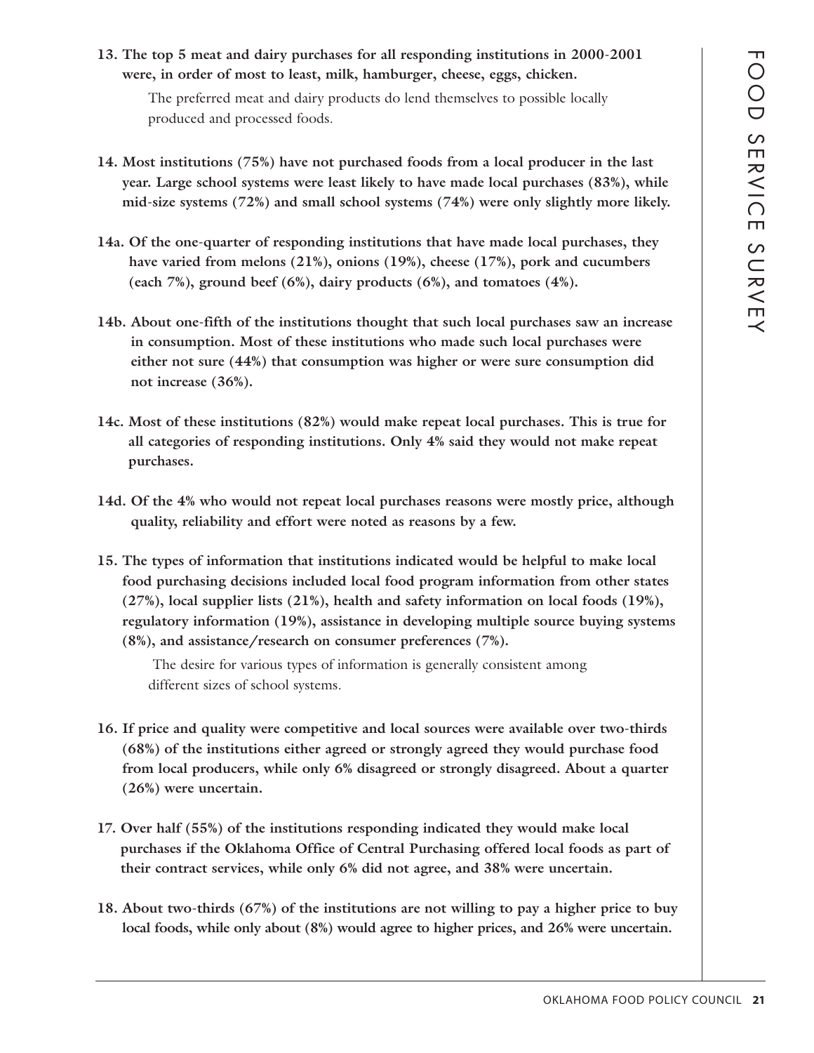**13. The top 5 meat and dairy purchases for all responding institutions in 2000-2001 were, in order of most to least, milk, hamburger, cheese, eggs, chicken.**

The preferred meat and dairy products do lend themselves to possible locally produced and processed foods.

**14. Most institutions (75%) have not purchased foods from a local producer in the last year. Large school systems were least likely to have made local purchases (83%), while mid-size systems (72%) and small school systems (74%) were only slightly more likely.**

**14a. Of the one-quarter of responding institutions that have made local purchases, they have varied from melons (21%), onions (19%), cheese (17%), pork and cucumbers (each 7%), ground beef (6%), dairy products (6%), and tomatoes (4%).**

**14b. About one-fifth of the institutions thought that such local purchases saw an increase in consumption. Most of these institutions who made such local purchases were either not sure (44%) that consumption was higher or were sure consumption did not increase (36%).**

**14c. Most of these institutions (82%) would make repeat local purchases. This is true for all categories of responding institutions. Only 4% said they would not make repeat purchases.**

**14d. Of the 4% who would not repeat local purchases reasons were mostly price, although quality, reliability and effort were noted as reasons by a few.**

**15. The types of information that institutions indicated would be helpful to make local food purchasing decisions included local food program information from other states (27%), local supplier lists (21%), health and safety information on local foods (19%), regulatory information (19%), assistance in developing multiple source buying systems (8%), and assistance/research on consumer preferences (7%).**

The desire for various types of information is generally consistent among different sizes of school systems.

**16. If price and quality were competitive and local sources were available over two-thirds (68%) of the institutions either agreed or strongly agreed they would purchase food from local producers, while only 6% disagreed or strongly disagreed. About a quarter (26%) were uncertain.**

**17. Over half (55%) of the institutions responding indicated they would make local purchases if the Oklahoma Office of Central Purchasing offered local foods as part of their contract services, while only 6% did not agree, and 38% were uncertain.**

**18. About two-thirds (67%) of the institutions are not willing to pay a higher price to buy local foods, while only about (8%) would agree to higher prices, and 26% were uncertain.**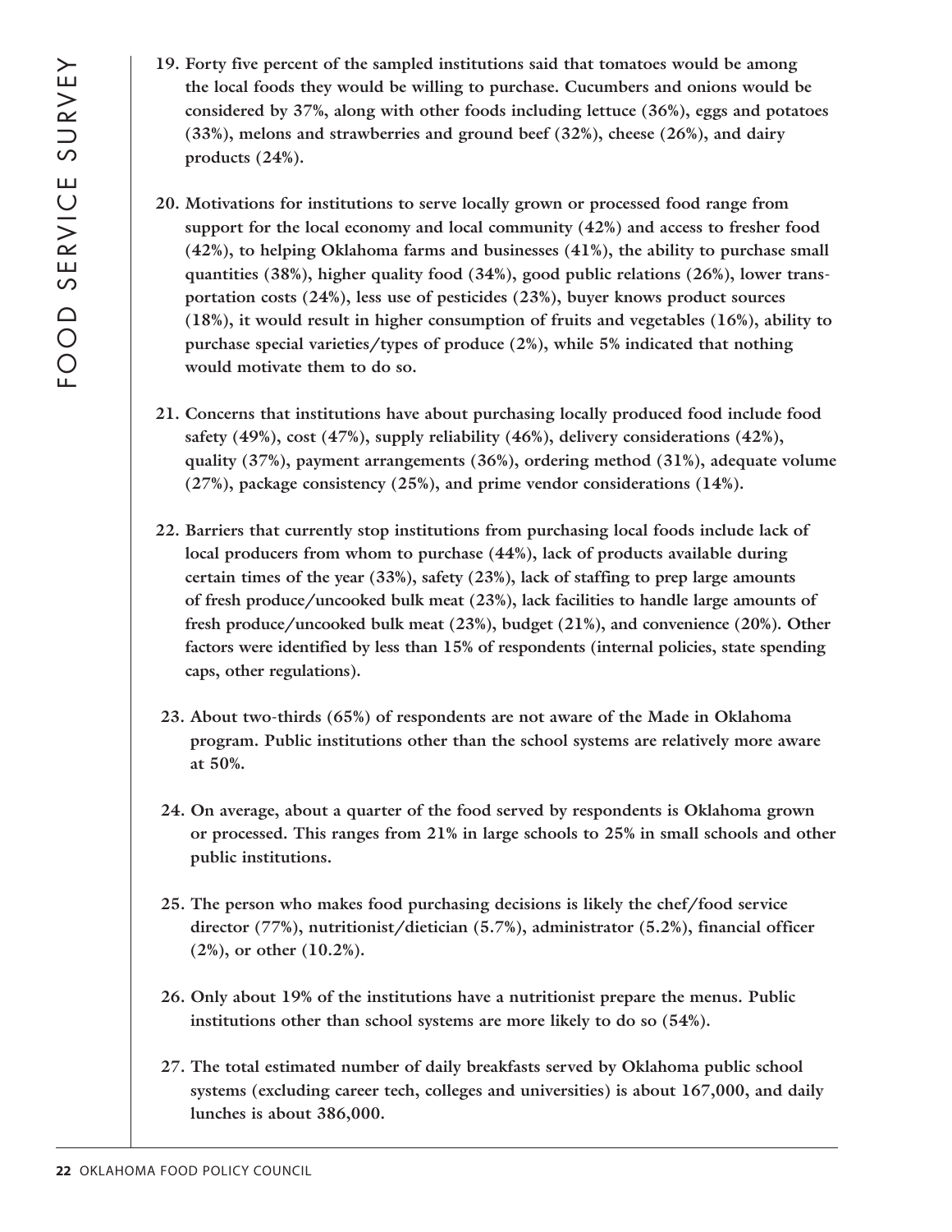**19. Forty five percent of the sampled institutions said that tomatoes would be among the local foods they would be willing to purchase. Cucumbers and onions would be considered by 37%, along with other foods including lettuce (36%), eggs and potatoes (33%), melons and strawberries and ground beef (32%), cheese (26%), and dairy products (24%).**

**20. Motivations for institutions to serve locally grown or processed food range from support for the local economy and local community (42%) and access to fresher food (42%), to helping Oklahoma farms and businesses (41%), the ability to purchase small quantities (38%), higher quality food (34%), good public relations (26%), lower transportation costs (24%), less use of pesticides (23%), buyer knows product sources (18%), it would result in higher consumption of fruits and vegetables (16%), ability to purchase special varieties/types of produce (2%), while 5% indicated that nothing would motivate them to do so.**

**21. Concerns that institutions have about purchasing locally produced food include food safety (49%), cost (47%), supply reliability (46%), delivery considerations (42%), quality (37%), payment arrangements (36%), ordering method (31%), adequate volume (27%), package consistency (25%), and prime vendor considerations (14%).**

**22. Barriers that currently stop institutions from purchasing local foods include lack of local producers from whom to purchase (44%), lack of products available during certain times of the year (33%), safety (23%), lack of staffing to prep large amounts of fresh produce/uncooked bulk meat (23%), lack facilities to handle large amounts of fresh produce/uncooked bulk meat (23%), budget (21%), and convenience (20%). Other factors were identified by less than 15% of respondents (internal policies, state spending caps, other regulations).**

**23. About two-thirds (65%) of respondents are not aware of the Made in Oklahoma program. Public institutions other than the school systems are relatively more aware at 50%.**

**24. On average, about a quarter of the food served by respondents is Oklahoma grown or processed. This ranges from 21% in large schools to 25% in small schools and other public institutions.**

**25. The person who makes food purchasing decisions is likely the chef/food service director (77%), nutritionist/dietician (5.7%), administrator (5.2%), financial officer (2%), or other (10.2%).**

**26. Only about 19% of the institutions have a nutritionist prepare the menus. Public institutions other than school systems are more likely to do so (54%).**

**27. The total estimated number of daily breakfasts served by Oklahoma public school systems (excluding career tech, colleges and universities) is about 167,000, and daily lunches is about 386,000.**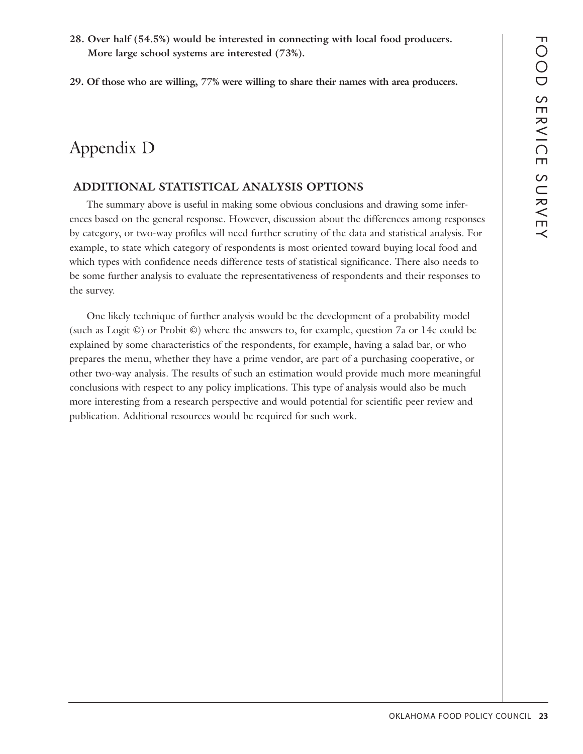**28. Over half (54.5%) would be interested in connecting with local food producers. More large school systems are interested (73%).**

**29. Of those who are willing, 77% were willing to share their names with area producers.**

# Appendix D

## ADDITIONAL STATISTICAL ANALYSIS OPTIONS

The summary above is useful in making some obvious conclusions and drawing some inferences based on the general response. However, discussion about the differences among responses by category, or two-way profiles will need further scrutiny of the data and statistical analysis. For example, to state which category of respondents is most oriented toward buying local food and which types with confidence needs difference tests of statistical significance. There also needs to be some further analysis to evaluate the representativeness of respondents and their responses to the survey.

One likely technique of further analysis would be the development of a probability model (such as Logit ©) or Probit ©) where the answers to, for example, question 7a or 14c could be explained by some characteristics of the respondents, for example, having a salad bar, or who prepares the menu, whether they have a prime vendor, are part of a purchasing cooperative, or other two-way analysis. The results of such an estimation would provide much more meaningful conclusions with respect to any policy implications. This type of analysis would also be much more interesting from a research perspective and would potential for scientific peer review and publication. Additional resources would be required for such work.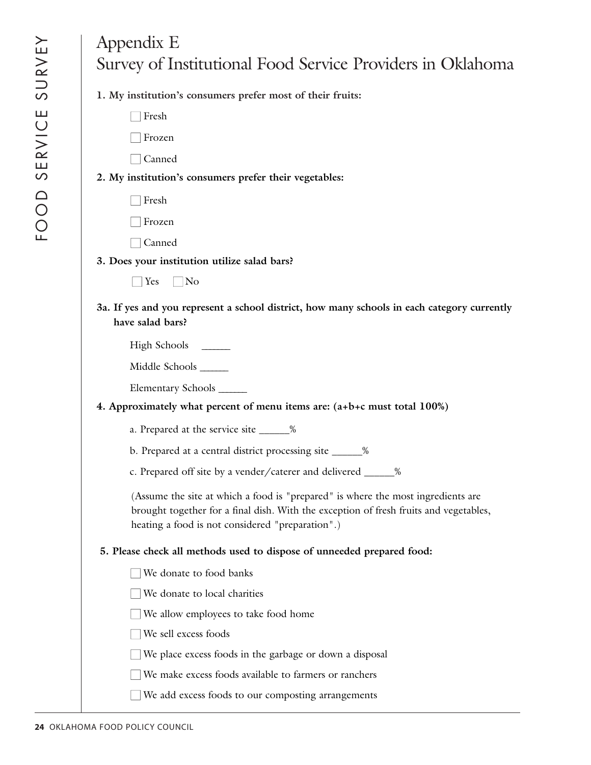# Appendix E
# Survey of Institutional Food Service Providers in Oklahoma

**1. My institution's consumers prefer most of their fruits:**

- ☐ Fresh
- ☐ Frozen
- ☐ Canned

**2. My institution's consumers prefer their vegetables:**

- ☐ Fresh
- ☐ Frozen
- ☐ Canned

**3. Does your institution utilize salad bars?**

☐ Yes ☐ No

**3a. If yes and you represent a school district, how many schools in each category currently have salad bars?**

High Schools _____

Middle Schools _____

Elementary Schools _____

**4. Approximately what percent of menu items are: (a+b+c must total 100%)**

a. Prepared at the service site _____%

b. Prepared at a central district processing site _____%

c. Prepared off site by a vender/caterer and delivered _____%

(Assume the site at which a food is "prepared" is where the most ingredients are brought together for a final dish. With the exception of fresh fruits and vegetables, heating a food is not considered "preparation".)

**5. Please check all methods used to dispose of unneeded prepared food:**

- ☐ We donate to food banks
- ☐ We donate to local charities
- ☐ We allow employees to take food home
- ☐ We sell excess foods
- ☐ We place excess foods in the garbage or down a disposal
- ☐ We make excess foods available to farmers or ranchers
- ☐ We add excess foods to our composting arrangements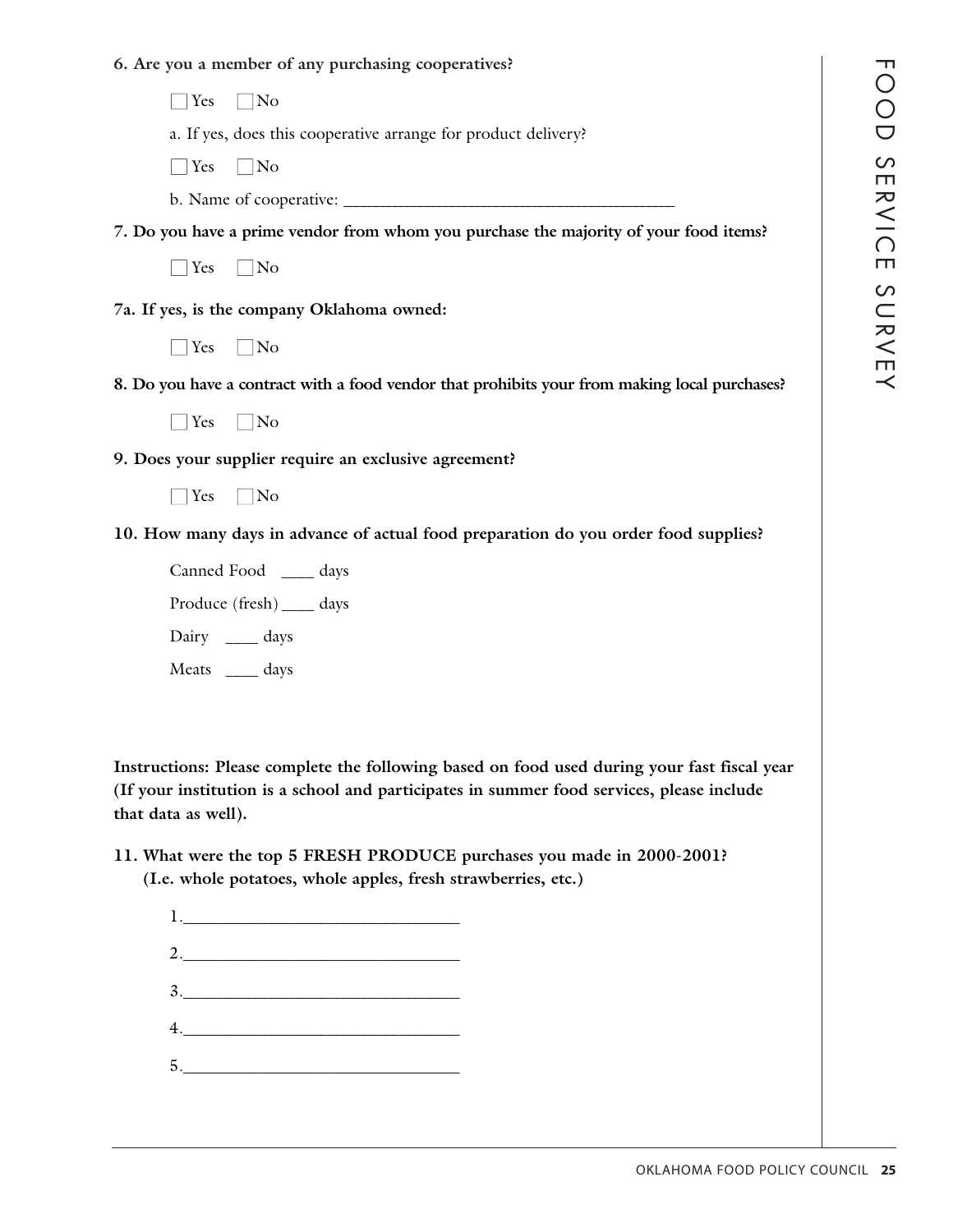**6. Are you a member of any purchasing cooperatives?**

☐ Yes ☐ No

a. If yes, does this cooperative arrange for product delivery?

☐ Yes ☐ No

b. Name of cooperative: ______________________________________

**7. Do you have a prime vendor from whom you purchase the majority of your food items?**

☐ Yes ☐ No

**7a. If yes, is the company Oklahoma owned:**

☐ Yes ☐ No

**8. Do you have a contract with a food vendor that prohibits your from making local purchases?**

☐ Yes ☐ No

**9. Does your supplier require an exclusive agreement?**

☐ Yes ☐ No

**10. How many days in advance of actual food preparation do you order food supplies?**

Canned Food ____ days

Produce (fresh) ____ days

Dairy ____ days

Meats ____ days

**Instructions: Please complete the following based on food used during your fast fiscal year (If your institution is a school and participates in summer food services, please include that data as well).**

**11. What were the top 5 FRESH PRODUCE purchases you made in 2000-2001? (I.e. whole potatoes, whole apples, fresh strawberries, etc.)**

1.______________________________

2.______________________________

3.______________________________

4.______________________________

5.______________________________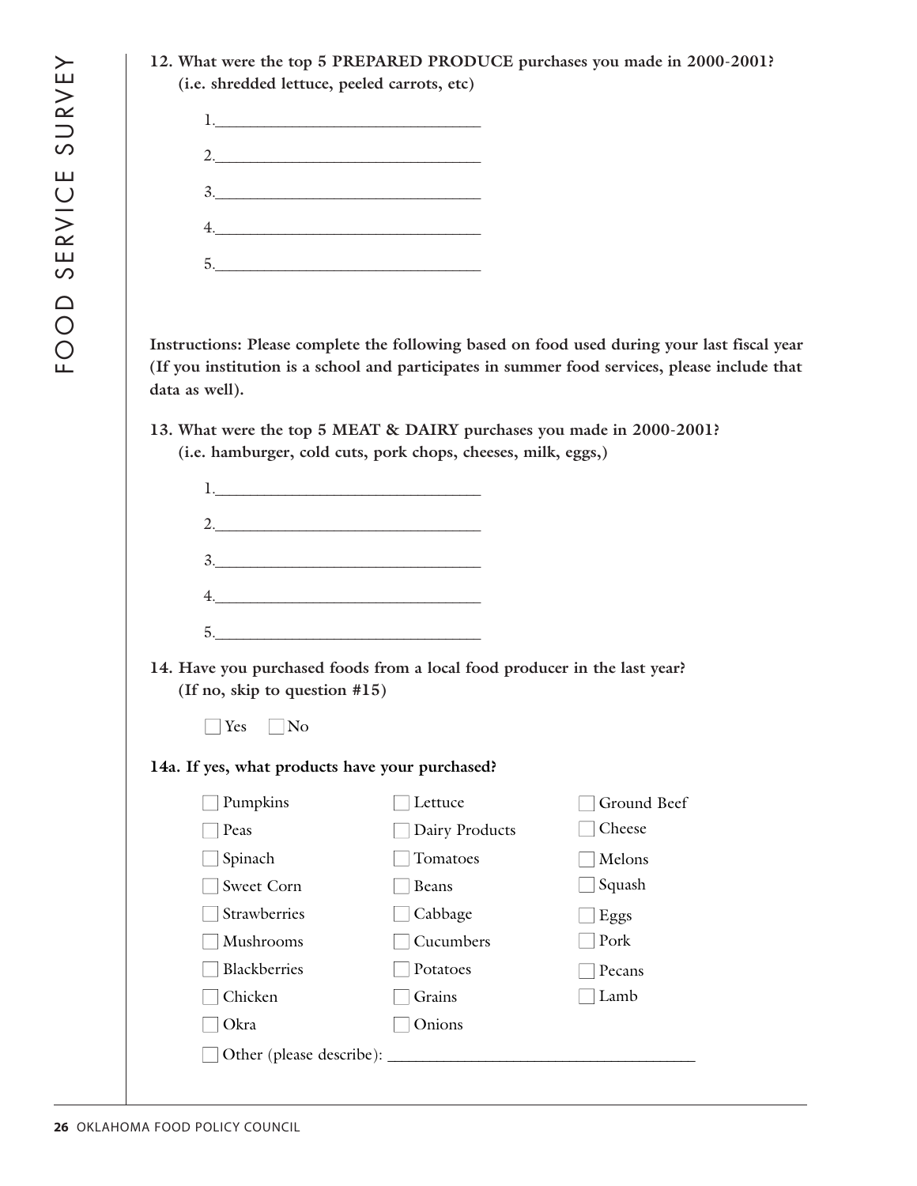**12. What were the top 5 PREPARED PRODUCE purchases you made in 2000-2001? (i.e. shredded lettuce, peeled carrots, etc)**

1.______________________________

2.______________________________

3.______________________________

4.______________________________

5.______________________________

**Instructions: Please complete the following based on food used during your last fiscal year (If you institution is a school and participates in summer food services, please include that data as well).**

**13. What were the top 5 MEAT & DAIRY purchases you made in 2000-2001? (i.e. hamburger, cold cuts, pork chops, cheeses, milk, eggs,)**

1.______________________________

2.______________________________

3.______________________________

4.______________________________

5.______________________________

**14. Have you purchased foods from a local food producer in the last year? (If no, skip to question #15)**

☐ Yes ☐ No

**14a. If yes, what products have your purchased?**

| | | |
|---|---|---|
| ☐ Pumpkins | ☐ Lettuce | ☐ Ground Beef |
| ☐ Peas | ☐ Dairy Products | ☐ Cheese |
| ☐ Spinach | ☐ Tomatoes | ☐ Melons |
| ☐ Sweet Corn | ☐ Beans | ☐ Squash |
| ☐ Strawberries | ☐ Cabbage | ☐ Eggs |
| ☐ Mushrooms | ☐ Cucumbers | ☐ Pork |
| ☐ Blackberries | ☐ Potatoes | ☐ Pecans |
| ☐ Chicken | ☐ Grains | ☐ Lamb |
| ☐ Okra | ☐ Onions | |

☐ Other (please describe): ______________________________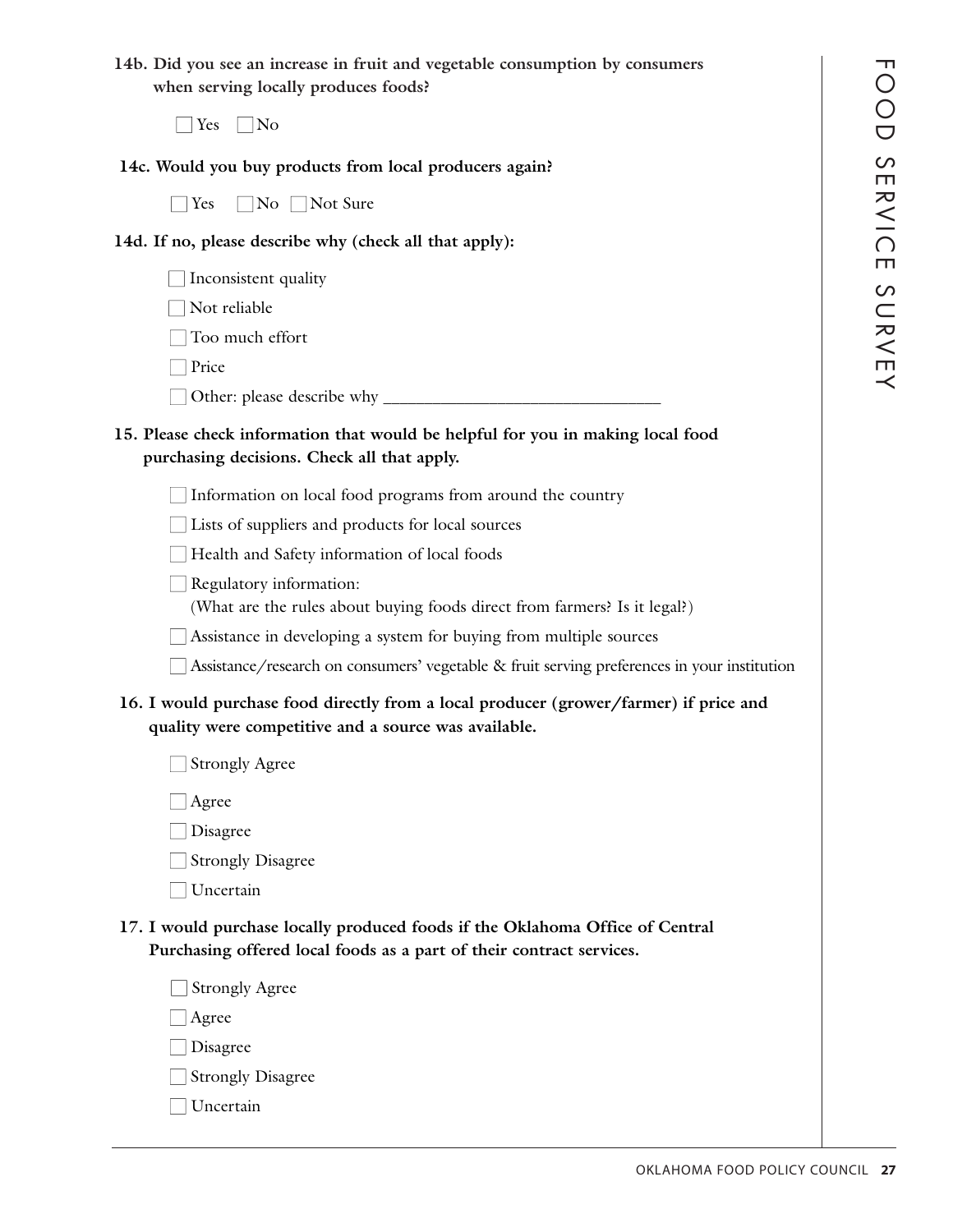**14b. Did you see an increase in fruit and vegetable consumption by consumers when serving locally produces foods?**

☐ Yes ☐ No

**14c. Would you buy products from local producers again?**

☐ Yes ☐ No ☐ Not Sure

**14d. If no, please describe why (check all that apply):**

☐ Inconsistent quality

☐ Not reliable

☐ Too much effort

☐ Price

☐ Other: please describe why ______________________________

**15. Please check information that would be helpful for you in making local food purchasing decisions. Check all that apply.**

☐ Information on local food programs from around the country

☐ Lists of suppliers and products for local sources

☐ Health and Safety information of local foods

☐ Regulatory information:
(What are the rules about buying foods direct from farmers? Is it legal?)

☐ Assistance in developing a system for buying from multiple sources

☐ Assistance/research on consumers' vegetable & fruit serving preferences in your institution

**16. I would purchase food directly from a local producer (grower/farmer) if price and quality were competitive and a source was available.**

☐ Strongly Agree

☐ Agree

☐ Disagree

☐ Strongly Disagree

☐ Uncertain

**17. I would purchase locally produced foods if the Oklahoma Office of Central Purchasing offered local foods as a part of their contract services.**

☐ Strongly Agree

☐ Agree

☐ Disagree

☐ Strongly Disagree

☐ Uncertain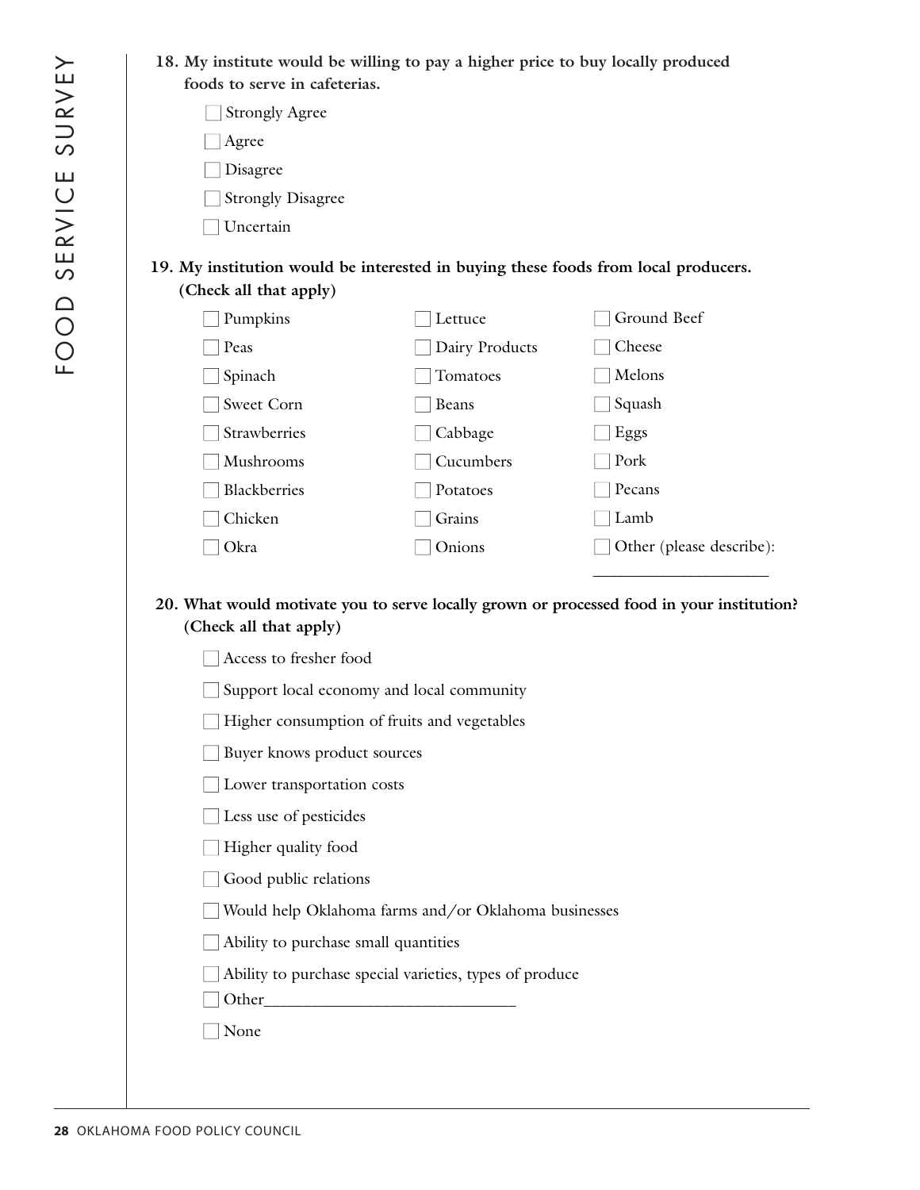18. **My institute would be willing to pay a higher price to buy locally produced foods to serve in cafeterias.**

- [ ] Strongly Agree
- [ ] Agree
- [ ] Disagree
- [ ] Strongly Disagree
- [ ] Uncertain

19. **My institution would be interested in buying these foods from local producers. (Check all that apply)**

- [ ] Pumpkins
- [ ] Peas
- [ ] Spinach
- [ ] Sweet Corn
- [ ] Strawberries
- [ ] Mushrooms
- [ ] Blackberries
- [ ] Chicken
- [ ] Okra
- [ ] Lettuce
- [ ] Dairy Products
- [ ] Tomatoes
- [ ] Beans
- [ ] Cabbage
- [ ] Cucumbers
- [ ] Potatoes
- [ ] Grains
- [ ] Onions
- [ ] Ground Beef
- [ ] Cheese
- [ ] Melons
- [ ] Squash
- [ ] Eggs
- [ ] Pork
- [ ] Pecans
- [ ] Lamb
- [ ] Other (please describe): ____________________

20. **What would motivate you to serve locally grown or processed food in your institution? (Check all that apply)**

- [ ] Access to fresher food
- [ ] Support local economy and local community
- [ ] Higher consumption of fruits and vegetables
- [ ] Buyer knows product sources
- [ ] Lower transportation costs
- [ ] Less use of pesticides
- [ ] Higher quality food
- [ ] Good public relations
- [ ] Would help Oklahoma farms and/or Oklahoma businesses
- [ ] Ability to purchase small quantities
- [ ] Ability to purchase special varieties, types of produce
- [ ] Other____________________________
- [ ] None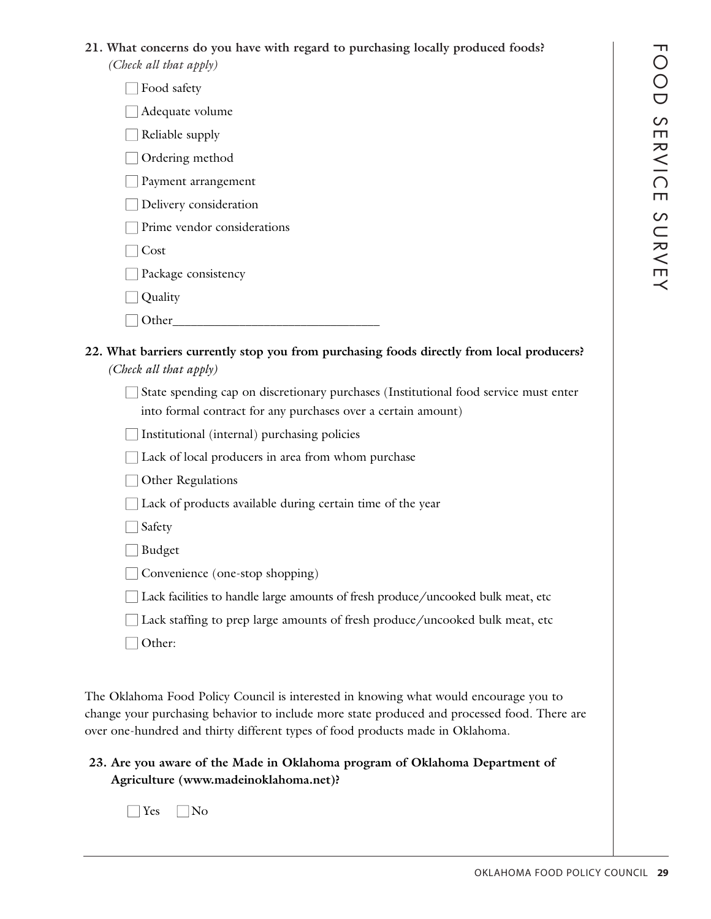**21. What concerns do you have with regard to purchasing locally produced foods?**
*(Check all that apply)*

- ☐ Food safety
- ☐ Adequate volume
- ☐ Reliable supply
- ☐ Ordering method
- ☐ Payment arrangement
- ☐ Delivery consideration
- ☐ Prime vendor considerations
- ☐ Cost
- ☐ Package consistency
- ☐ Quality
- ☐ Other_______________________________

**22. What barriers currently stop you from purchasing foods directly from local producers?**
*(Check all that apply)*

- ☐ State spending cap on discretionary purchases (Institutional food service must enter into formal contract for any purchases over a certain amount)
- ☐ Institutional (internal) purchasing policies
- ☐ Lack of local producers in area from whom purchase
- ☐ Other Regulations
- ☐ Lack of products available during certain time of the year
- ☐ Safety
- ☐ Budget
- ☐ Convenience (one-stop shopping)
- ☐ Lack facilities to handle large amounts of fresh produce/uncooked bulk meat, etc
- ☐ Lack staffing to prep large amounts of fresh produce/uncooked bulk meat, etc
- ☐ Other:

The Oklahoma Food Policy Council is interested in knowing what would encourage you to change your purchasing behavior to include more state produced and processed food. There are over one-hundred and thirty different types of food products made in Oklahoma.

**23. Are you aware of the Made in Oklahoma program of Oklahoma Department of Agriculture (www.madeinoklahoma.net)?**

☐ Yes ☐ No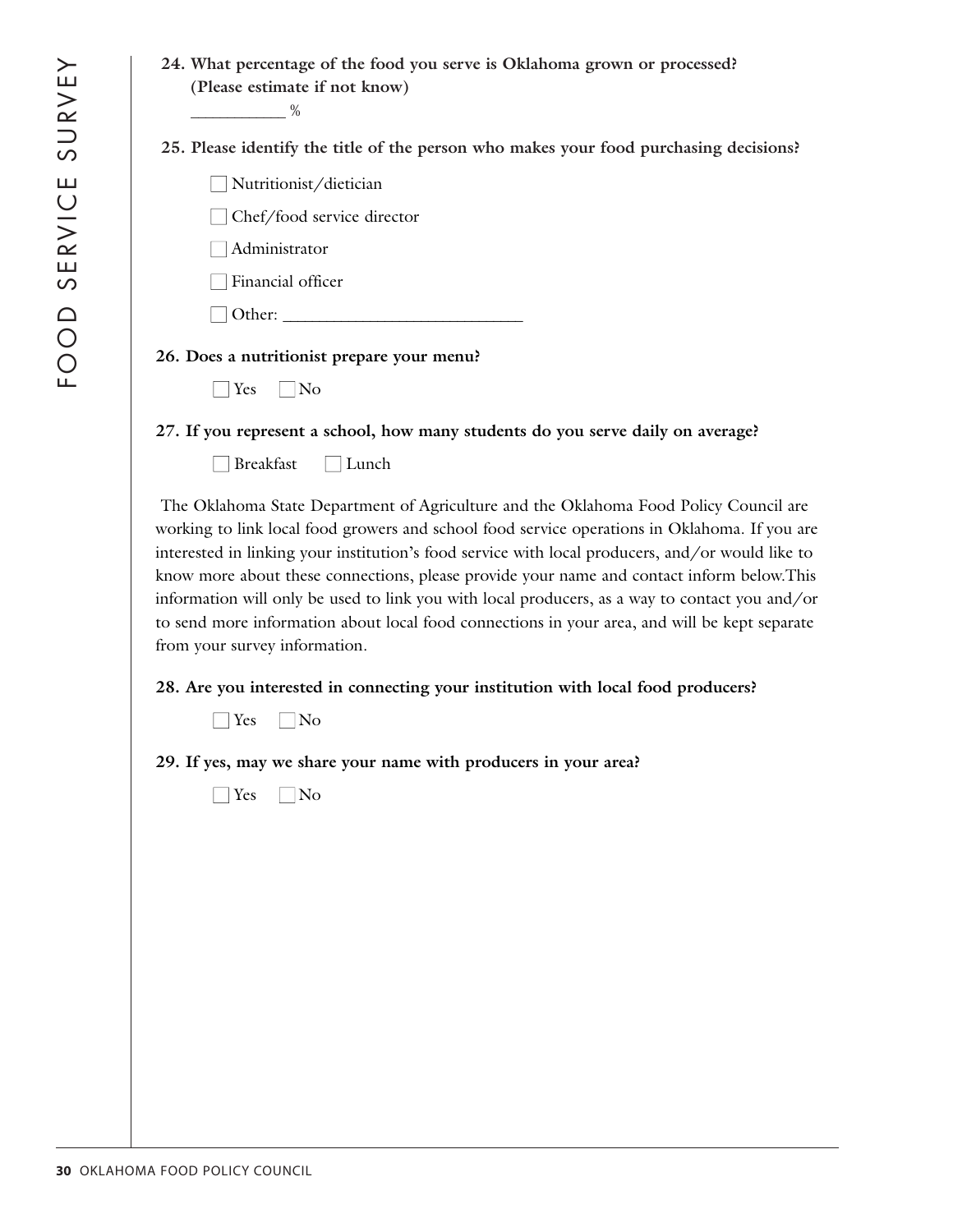**24. What percentage of the food you serve is Oklahoma grown or processed? (Please estimate if not know)**

__________ %

**25. Please identify the title of the person who makes your food purchasing decisions?**

- ☐ Nutritionist/dietician
- ☐ Chef/food service director
- ☐ Administrator
- ☐ Financial officer
- ☐ Other: ___________________________

**26. Does a nutritionist prepare your menu?**

☐ Yes ☐ No

**27. If you represent a school, how many students do you serve daily on average?**

☐ Breakfast ☐ Lunch

The Oklahoma State Department of Agriculture and the Oklahoma Food Policy Council are working to link local food growers and school food service operations in Oklahoma. If you are interested in linking your institution's food service with local producers, and/or would like to know more about these connections, please provide your name and contact inform below.This information will only be used to link you with local producers, as a way to contact you and/or to send more information about local food connections in your area, and will be kept separate from your survey information.

**28. Are you interested in connecting your institution with local food producers?**

☐ Yes ☐ No

**29. If yes, may we share your name with producers in your area?**

☐ Yes ☐ No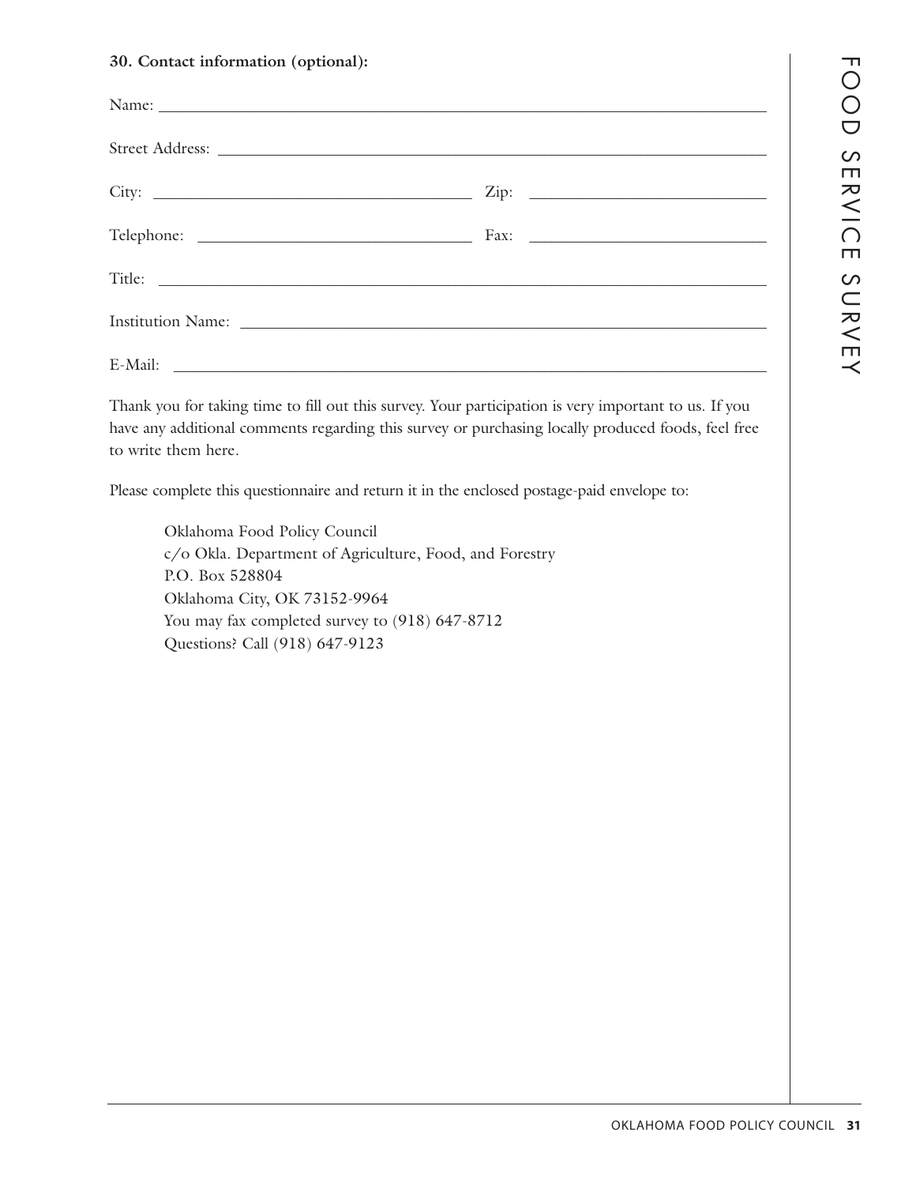**30. Contact information (optional):**

Name: \_\_\_\_\_\_\_\_\_\_\_\_\_\_\_\_\_\_\_\_\_\_\_\_\_\_\_\_\_\_\_\_\_\_\_\_\_\_\_\_

Street Address: \_\_\_\_\_\_\_\_\_\_\_\_\_\_\_\_\_\_\_\_\_\_\_\_\_\_\_\_\_\_\_\_\_\_\_\_\_\_\_\_

City: \_\_\_\_\_\_\_\_\_\_\_\_\_\_\_\_\_\_\_\_\_\_\_\_ Zip: \_\_\_\_\_\_\_\_\_\_\_\_\_\_\_\_\_\_\_\_

Telephone: \_\_\_\_\_\_\_\_\_\_\_\_\_\_\_\_\_\_\_\_ Fax: \_\_\_\_\_\_\_\_\_\_\_\_\_\_\_\_\_\_\_\_

Title: \_\_\_\_\_\_\_\_\_\_\_\_\_\_\_\_\_\_\_\_\_\_\_\_\_\_\_\_\_\_\_\_\_\_\_\_\_\_\_\_

Institution Name: \_\_\_\_\_\_\_\_\_\_\_\_\_\_\_\_\_\_\_\_\_\_\_\_\_\_\_\_\_\_\_\_\_\_\_\_\_\_\_\_

E-Mail: \_\_\_\_\_\_\_\_\_\_\_\_\_\_\_\_\_\_\_\_\_\_\_\_\_\_\_\_\_\_\_\_\_\_\_\_\_\_\_\_

Thank you for taking time to fill out this survey. Your participation is very important to us. If you have any additional comments regarding this survey or purchasing locally produced foods, feel free to write them here.

Please complete this questionnaire and return it in the enclosed postage-paid envelope to:

> Oklahoma Food Policy Council
> c/o Okla. Department of Agriculture, Food, and Forestry
> P.O. Box 528804
> Oklahoma City, OK 73152-9964
> You may fax completed survey to (918) 647-8712
> Questions? Call (918) 647-9123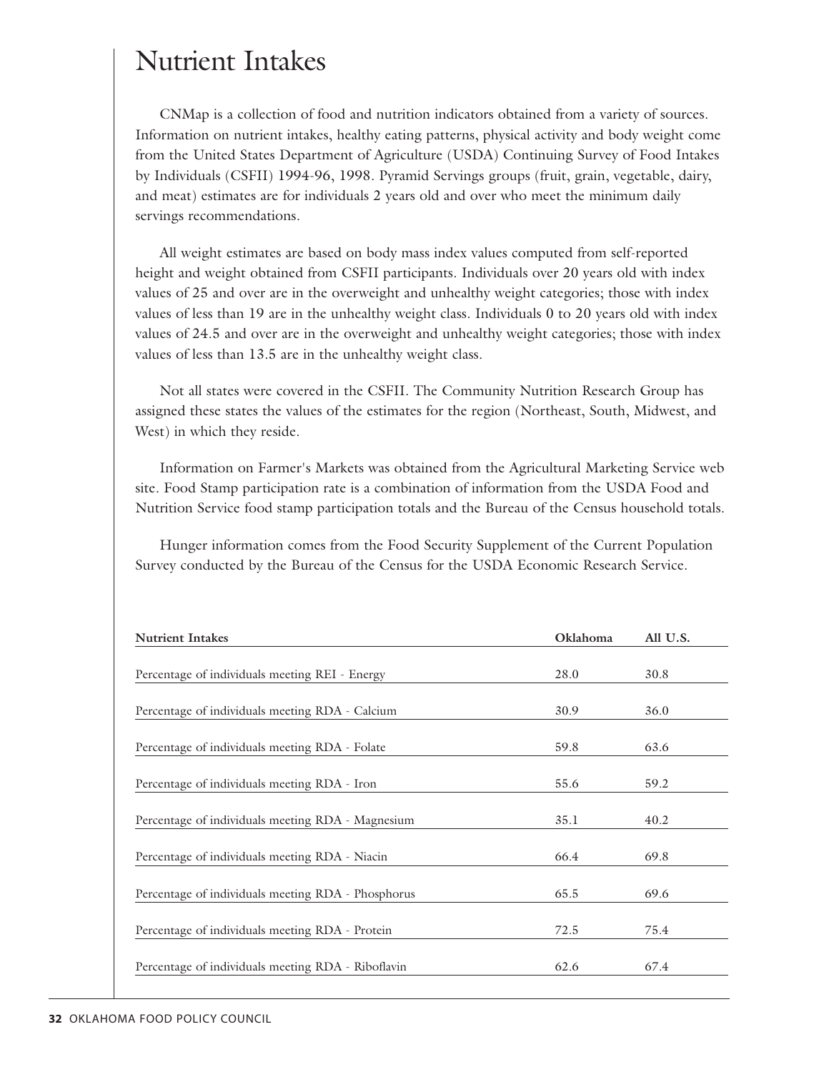# Nutrient Intakes

CNMap is a collection of food and nutrition indicators obtained from a variety of sources. Information on nutrient intakes, healthy eating patterns, physical activity and body weight come from the United States Department of Agriculture (USDA) Continuing Survey of Food Intakes by Individuals (CSFII) 1994-96, 1998. Pyramid Servings groups (fruit, grain, vegetable, dairy, and meat) estimates are for individuals 2 years old and over who meet the minimum daily servings recommendations.

All weight estimates are based on body mass index values computed from self-reported height and weight obtained from CSFII participants. Individuals over 20 years old with index values of 25 and over are in the overweight and unhealthy weight categories; those with index values of less than 19 are in the unhealthy weight class. Individuals 0 to 20 years old with index values of 24.5 and over are in the overweight and unhealthy weight categories; those with index values of less than 13.5 are in the unhealthy weight class.

Not all states were covered in the CSFII. The Community Nutrition Research Group has assigned these states the values of the estimates for the region (Northeast, South, Midwest, and West) in which they reside.

Information on Farmer's Markets was obtained from the Agricultural Marketing Service web site. Food Stamp participation rate is a combination of information from the USDA Food and Nutrition Service food stamp participation totals and the Bureau of the Census household totals.

Hunger information comes from the Food Security Supplement of the Current Population Survey conducted by the Bureau of the Census for the USDA Economic Research Service.

| Nutrient Intakes | Oklahoma | All U.S. |
|---|---|---|
| Percentage of individuals meeting REI - Energy | 28.0 | 30.8 |
| Percentage of individuals meeting RDA - Calcium | 30.9 | 36.0 |
| Percentage of individuals meeting RDA - Folate | 59.8 | 63.6 |
| Percentage of individuals meeting RDA - Iron | 55.6 | 59.2 |
| Percentage of individuals meeting RDA - Magnesium | 35.1 | 40.2 |
| Percentage of individuals meeting RDA - Niacin | 66.4 | 69.8 |
| Percentage of individuals meeting RDA - Phosphorus | 65.5 | 69.6 |
| Percentage of individuals meeting RDA - Protein | 72.5 | 75.4 |
| Percentage of individuals meeting RDA - Riboflavin | 62.6 | 67.4 |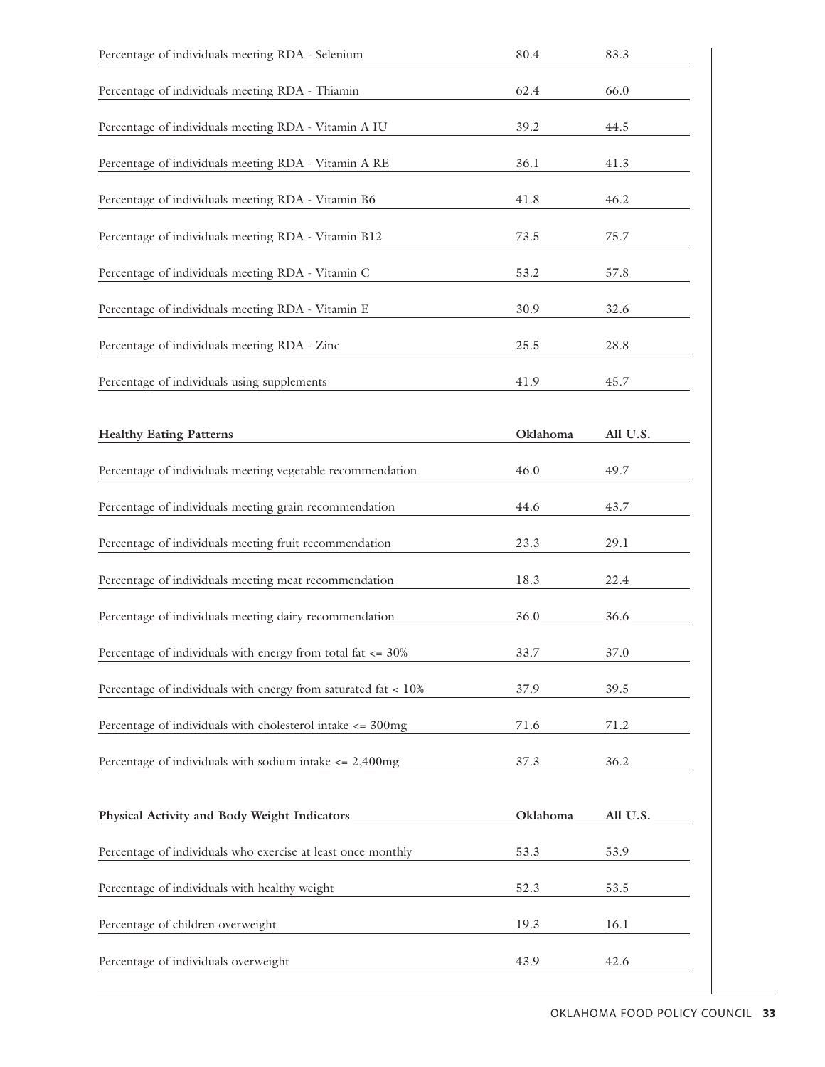| | | |
|---|---|---|
| Percentage of individuals meeting RDA - Selenium | 80.4 | 83.3 |
| Percentage of individuals meeting RDA - Thiamin | 62.4 | 66.0 |
| Percentage of individuals meeting RDA - Vitamin A IU | 39.2 | 44.5 |
| Percentage of individuals meeting RDA - Vitamin A RE | 36.1 | 41.3 |
| Percentage of individuals meeting RDA - Vitamin B6 | 41.8 | 46.2 |
| Percentage of individuals meeting RDA - Vitamin B12 | 73.5 | 75.7 |
| Percentage of individuals meeting RDA - Vitamin C | 53.2 | 57.8 |
| Percentage of individuals meeting RDA - Vitamin E | 30.9 | 32.6 |
| Percentage of individuals meeting RDA - Zinc | 25.5 | 28.8 |
| Percentage of individuals using supplements | 41.9 | 45.7 |

| **Healthy Eating Patterns** | **Oklahoma** | **All U.S.** |
|---|---|---|
| Percentage of individuals meeting vegetable recommendation | 46.0 | 49.7 |
| Percentage of individuals meeting grain recommendation | 44.6 | 43.7 |
| Percentage of individuals meeting fruit recommendation | 23.3 | 29.1 |
| Percentage of individuals meeting meat recommendation | 18.3 | 22.4 |
| Percentage of individuals meeting dairy recommendation | 36.0 | 36.6 |
| Percentage of individuals with energy from total fat <= 30% | 33.7 | 37.0 |
| Percentage of individuals with energy from saturated fat < 10% | 37.9 | 39.5 |
| Percentage of individuals with cholesterol intake <= 300mg | 71.6 | 71.2 |
| Percentage of individuals with sodium intake <= 2,400mg | 37.3 | 36.2 |

| **Physical Activity and Body Weight Indicators** | **Oklahoma** | **All U.S.** |
|---|---|---|
| Percentage of individuals who exercise at least once monthly | 53.3 | 53.9 |
| Percentage of individuals with healthy weight | 52.3 | 53.5 |
| Percentage of children overweight | 19.3 | 16.1 |
| Percentage of individuals overweight | 43.9 | 42.6 |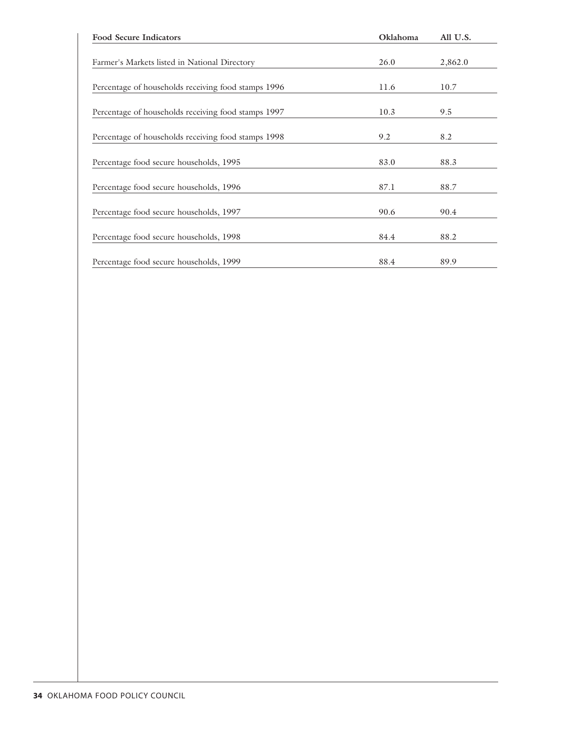| Food Secure Indicators | Oklahoma | All U.S. |
|---|---|---|
| Farmer's Markets listed in National Directory | 26.0 | 2,862.0 |
| Percentage of households receiving food stamps 1996 | 11.6 | 10.7 |
| Percentage of households receiving food stamps 1997 | 10.3 | 9.5 |
| Percentage of households receiving food stamps 1998 | 9.2 | 8.2 |
| Percentage food secure households, 1995 | 83.0 | 88.3 |
| Percentage food secure households, 1996 | 87.1 | 88.7 |
| Percentage food secure households, 1997 | 90.6 | 90.4 |
| Percentage food secure households, 1998 | 84.4 | 88.2 |
| Percentage food secure households, 1999 | 88.4 | 89.9 |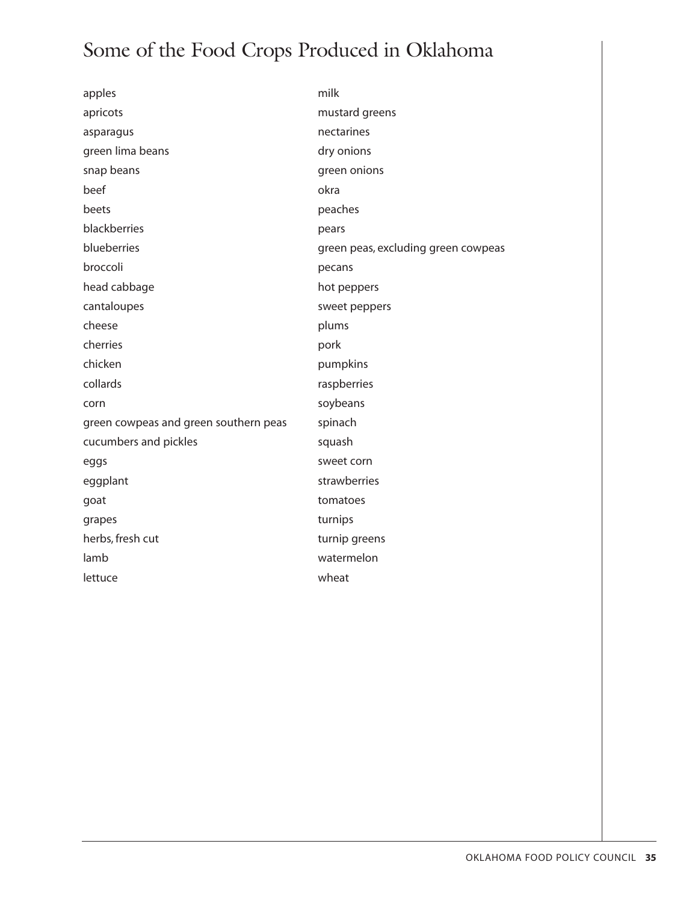# Some of the Food Crops Produced in Oklahoma

apples
apricots
asparagus
green lima beans
snap beans
beef
beets
blackberries
blueberries
broccoli
head cabbage
cantaloupes
cheese
cherries
chicken
collards
corn
green cowpeas and green southern peas
cucumbers and pickles
eggs
eggplant
goat
grapes
herbs, fresh cut
lamb
lettuce
milk
mustard greens
nectarines
dry onions
green onions
okra
peaches
pears
green peas, excluding green cowpeas
pecans
hot peppers
sweet peppers
plums
pork
pumpkins
raspberries
soybeans
spinach
squash
sweet corn
strawberries
tomatoes
turnips
turnip greens
watermelon
wheat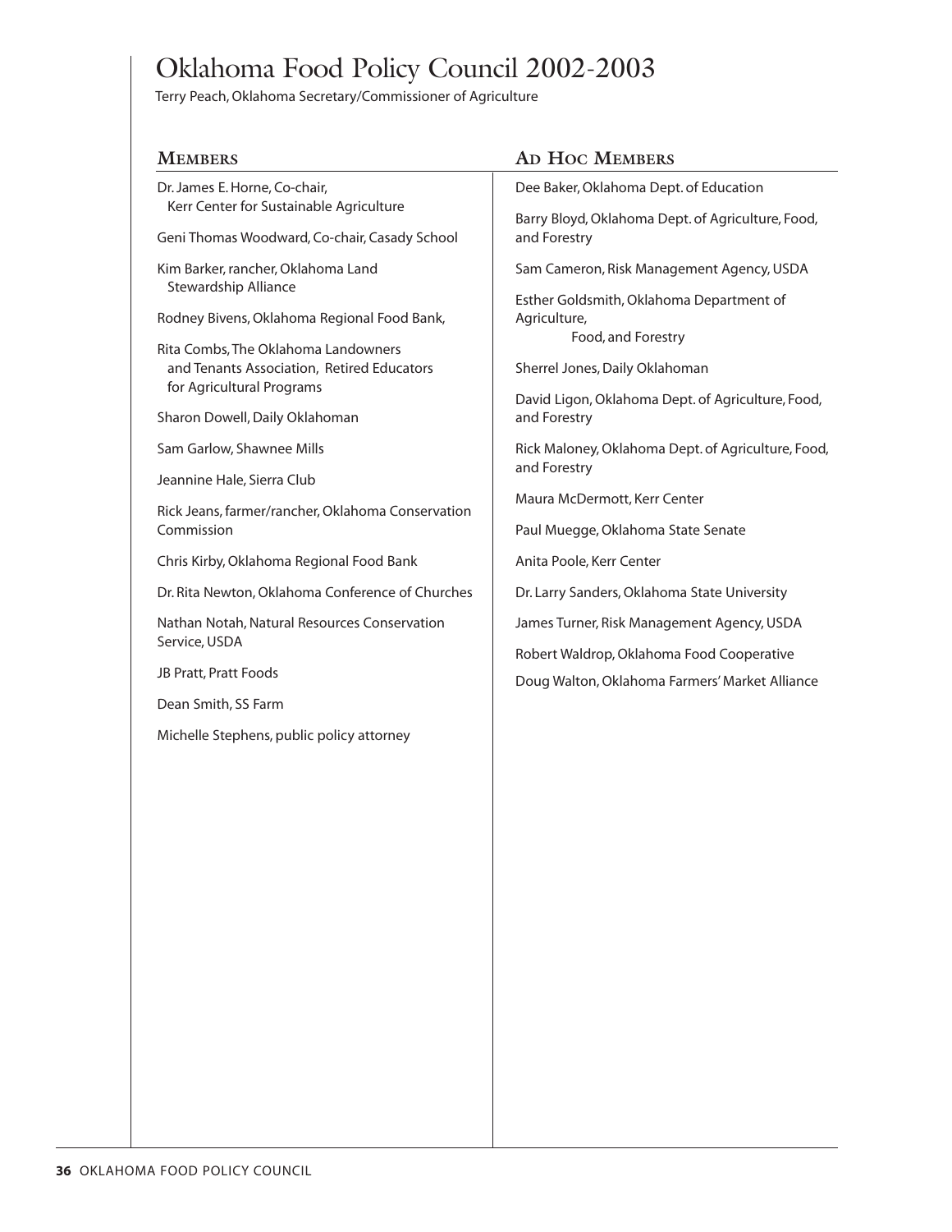# Oklahoma Food Policy Council 2002-2003

Terry Peach, Oklahoma Secretary/Commissioner of Agriculture

## Members

Dr. James E. Horne, Co-chair, Kerr Center for Sustainable Agriculture

Geni Thomas Woodward, Co-chair, Casady School

Kim Barker, rancher, Oklahoma Land Stewardship Alliance

Rodney Bivens, Oklahoma Regional Food Bank,

Rita Combs, The Oklahoma Landowners and Tenants Association, Retired Educators for Agricultural Programs

Sharon Dowell, Daily Oklahoman

Sam Garlow, Shawnee Mills

Jeannine Hale, Sierra Club

Rick Jeans, farmer/rancher, Oklahoma Conservation Commission

Chris Kirby, Oklahoma Regional Food Bank

Dr. Rita Newton, Oklahoma Conference of Churches

Nathan Notah, Natural Resources Conservation Service, USDA

JB Pratt, Pratt Foods

Dean Smith, SS Farm

Michelle Stephens, public policy attorney

## Ad Hoc Members

Dee Baker, Oklahoma Dept. of Education

Barry Bloyd, Oklahoma Dept. of Agriculture, Food, and Forestry

Sam Cameron, Risk Management Agency, USDA

Esther Goldsmith, Oklahoma Department of Agriculture, Food, and Forestry

Sherrel Jones, Daily Oklahoman

David Ligon, Oklahoma Dept. of Agriculture, Food, and Forestry

Rick Maloney, Oklahoma Dept. of Agriculture, Food, and Forestry

Maura McDermott, Kerr Center

Paul Muegge, Oklahoma State Senate

Anita Poole, Kerr Center

Dr. Larry Sanders, Oklahoma State University

James Turner, Risk Management Agency, USDA

Robert Waldrop, Oklahoma Food Cooperative

Doug Walton, Oklahoma Farmers' Market Alliance